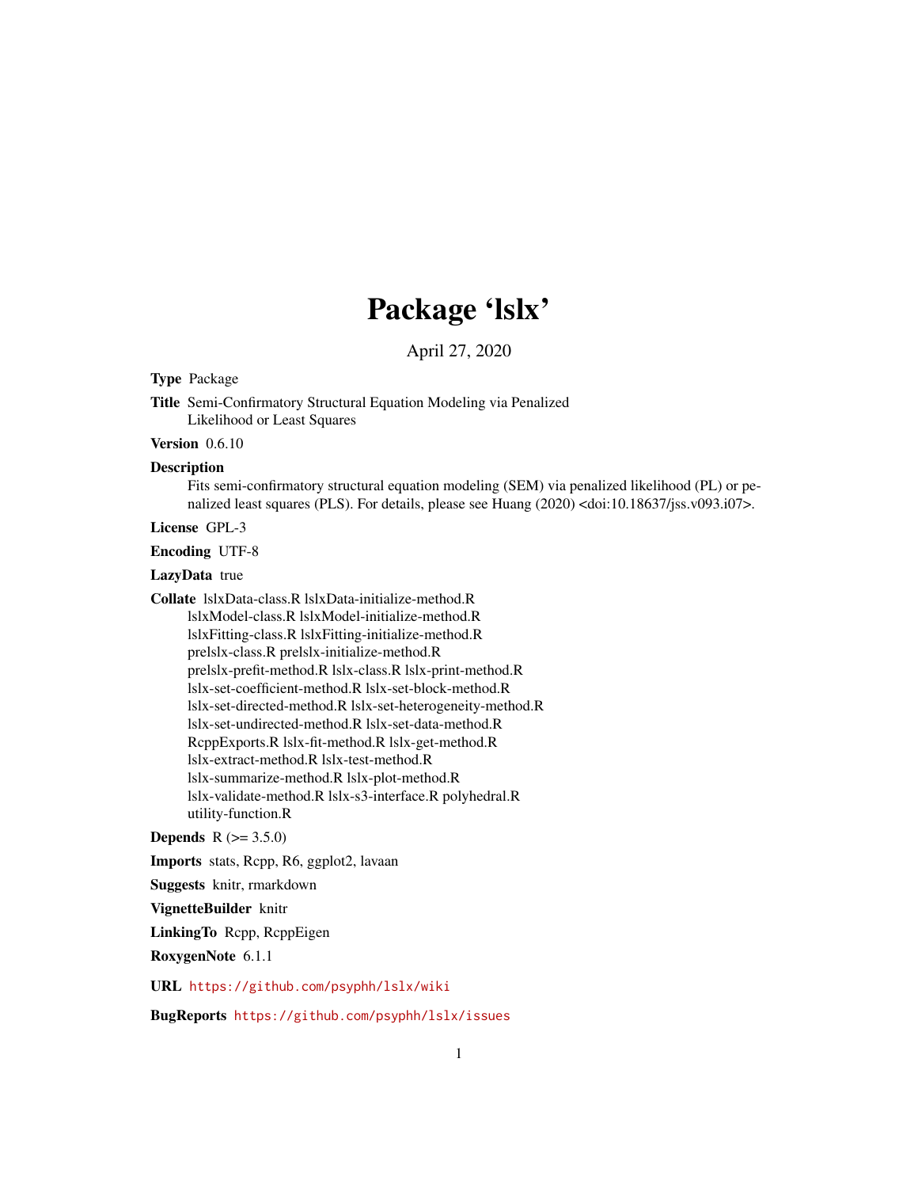# Package 'lslx'

April 27, 2020

**Type** Package

**Title** Semi-Confirmatory Structural Equation Modeling via Penalized Likelihood or Least Squares

**Version** 0.6.10

**Description** Fits semi-confirmatory structural equation modeling (SEM) via penalized likelihood (PL) or penalized least squares (PLS). For details, please see Huang (2020) <doi:10.18637/jss.v093.i07>.

**License** GPL-3

**Encoding** UTF-8

**LazyData** true

**Collate** lslxData-class.R lslxData-initialize-method.R lslxModel-class.R lslxModel-initialize-method.R lslxFitting-class.R lslxFitting-initialize-method.R prelslx-class.R prelslx-initialize-method.R prelslx-prefit-method.R lslx-class.R lslx-print-method.R lslx-set-coefficient-method.R lslx-set-block-method.R lslx-set-directed-method.R lslx-set-heterogeneity-method.R lslx-set-undirected-method.R lslx-set-data-method.R RcppExports.R lslx-fit-method.R lslx-get-method.R lslx-extract-method.R lslx-test-method.R lslx-summarize-method.R lslx-plot-method.R lslx-validate-method.R lslx-s3-interface.R polyhedral.R utility-function.R

**Depends** R (>= 3.5.0)

**Imports** stats, Rcpp, R6, ggplot2, lavaan

**Suggests** knitr, rmarkdown

**VignetteBuilder** knitr

**LinkingTo** Rcpp, RcppEigen

**RoxygenNote** 6.1.1

**URL** https://github.com/psyphh/lslx/wiki

**BugReports** https://github.com/psyphh/lslx/issues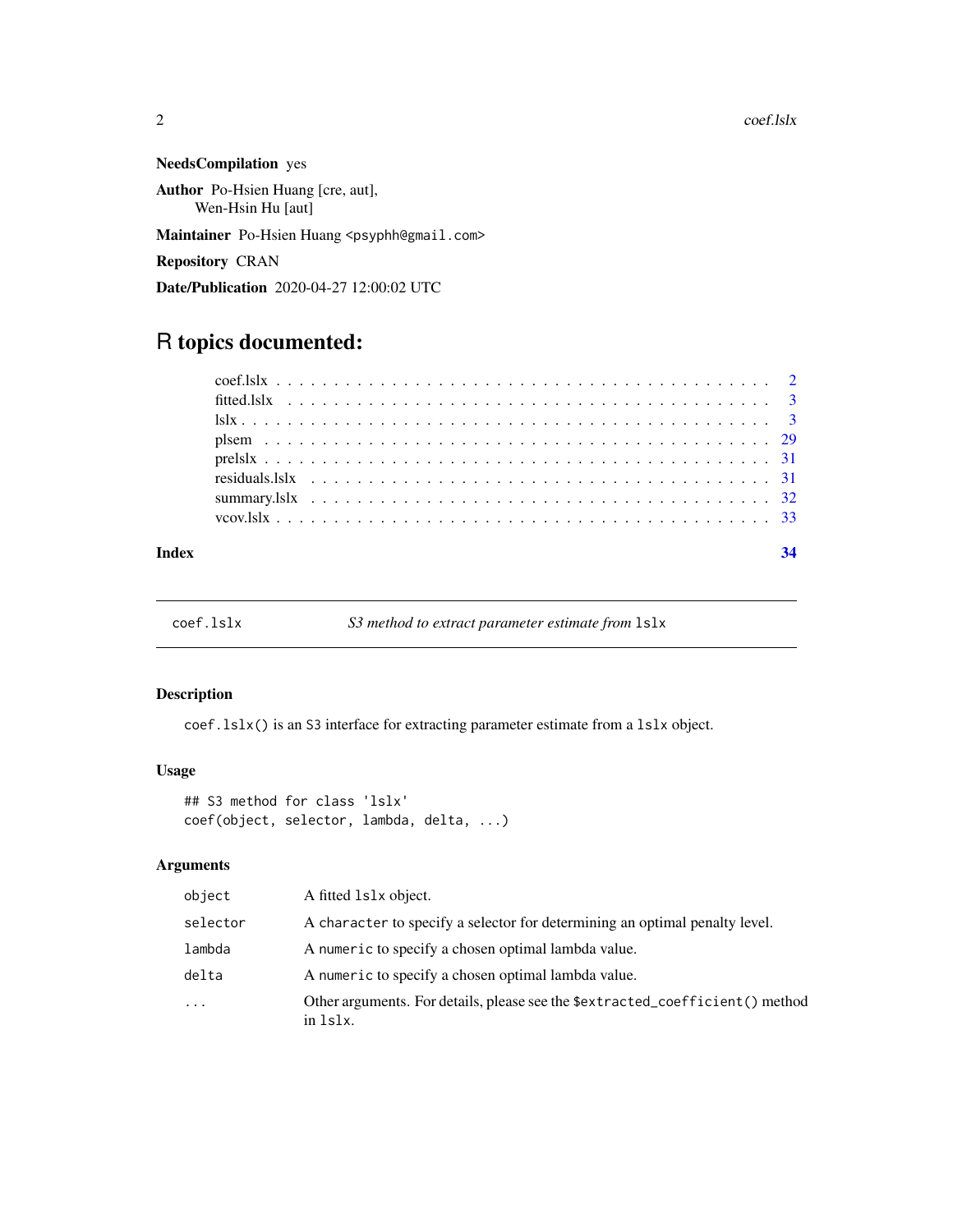**NeedsCompilation** yes

**Author** Po-Hsien Huang [cre, aut], Wen-Hsin Hu [aut]

**Maintainer** Po-Hsien Huang <psyphh@gmail.com>

**Repository** CRAN

**Date/Publication** 2020-04-27 12:00:02 UTC

# R topics documented:

| | |
|---|---|
| coef.lslx | 2 |
| fitted.lslx | 3 |
| lslx | 3 |
| plsem | 29 |
| prelslx | 31 |
| residuals.lslx | 31 |
| summary.lslx | 32 |
| vcov.lslx | 33 |
| **Index** | **34** |

---

## coef.lslx — *S3 method to extract parameter estimate from* `lslx`

### Description

`coef.lslx()` is an S3 interface for extracting parameter estimate from a `lslx` object.

### Usage

```
## S3 method for class 'lslx'
coef(object, selector, lambda, delta, ...)
```

### Arguments

| | |
|---|---|
| `object` | A fitted `lslx` object. |
| `selector` | A `character` to specify a selector for determining an optimal penalty level. |
| `lambda` | A `numeric` to specify a chosen optimal lambda value. |
| `delta` | A `numeric` to specify a chosen optimal lambda value. |
| `...` | Other arguments. For details, please see the `$extracted_coefficient()` method in `lslx`. |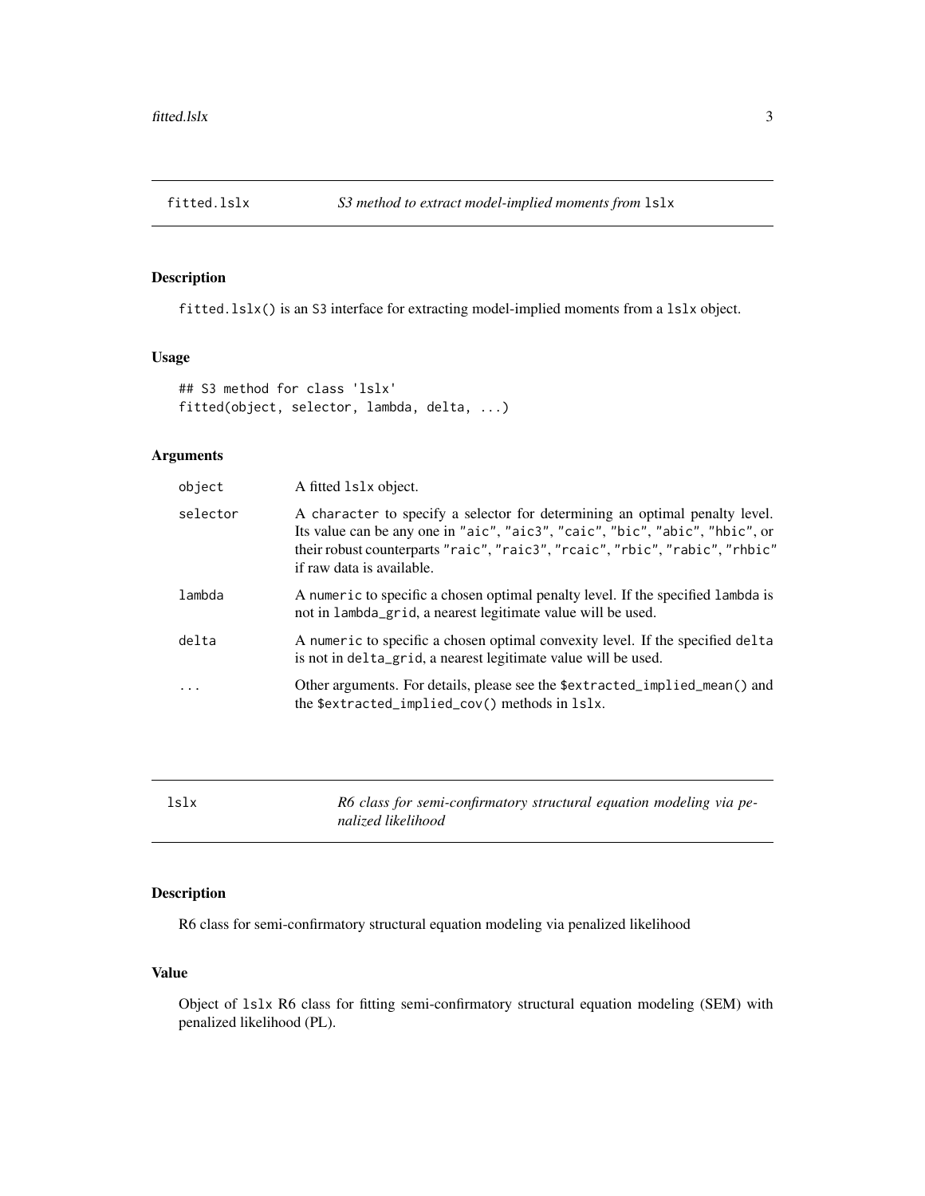## fitted.lslx — *S3 method to extract model-implied moments from* `lslx`

### Description

`fitted.lslx()` is an S3 interface for extracting model-implied moments from a `lslx` object.

### Usage

```
## S3 method for class 'lslx'
fitted(object, selector, lambda, delta, ...)
```

### Arguments

| Argument | Description |
|---|---|
| object | A fitted `lslx` object. |
| selector | A `character` to specify a selector for determining an optimal penalty level. Its value can be any one in `"aic"`, `"aic3"`, `"caic"`, `"bic"`, `"abic"`, `"hbic"`, or their robust counterparts `"raic"`, `"raic3"`, `"rcaic"`, `"rbic"`, `"rabic"`, `"rhbic"` if raw data is available. |
| lambda | A `numeric` to specific a chosen optimal penalty level. If the specified `lambda` is not in `lambda_grid`, a nearest legitimate value will be used. |
| delta | A `numeric` to specific a chosen optimal convexity level. If the specified `delta` is not in `delta_grid`, a nearest legitimate value will be used. |
| ... | Other arguments. For details, please see the `$extracted_implied_mean()` and the `$extracted_implied_cov()` methods in `lslx`. |

## lslx — *R6 class for semi-confirmatory structural equation modeling via penalized likelihood*

### Description

R6 class for semi-confirmatory structural equation modeling via penalized likelihood

### Value

Object of `lslx` R6 class for fitting semi-confirmatory structural equation modeling (SEM) with penalized likelihood (PL).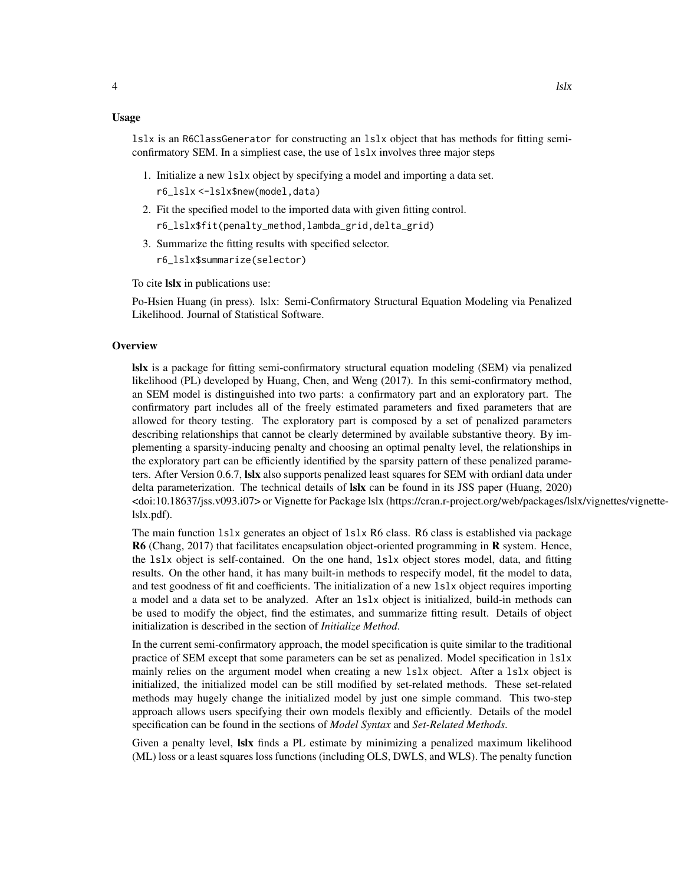## Usage

`lslx` is an `R6ClassGenerator` for constructing an `lslx` object that has methods for fitting semi-confirmatory SEM. In a simpliest case, the use of `lslx` involves three major steps

1. Initialize a new `lslx` object by specifying a model and importing a data set.
   `r6_lslx <-lslx$new(model,data)`
2. Fit the specified model to the imported data with given fitting control.
   `r6_lslx$fit(penalty_method,lambda_grid,delta_grid)`
3. Summarize the fitting results with specified selector.
   `r6_lslx$summarize(selector)`

To cite **lslx** in publications use:

Po-Hsien Huang (in press). lslx: Semi-Confirmatory Structural Equation Modeling via Penalized Likelihood. Journal of Statistical Software.

## Overview

**lslx** is a package for fitting semi-confirmatory structural equation modeling (SEM) via penalized likelihood (PL) developed by Huang, Chen, and Weng (2017). In this semi-confirmatory method, an SEM model is distinguished into two parts: a confirmatory part and an exploratory part. The confirmatory part includes all of the freely estimated parameters and fixed parameters that are allowed for theory testing. The exploratory part is composed by a set of penalized parameters describing relationships that cannot be clearly determined by available substantive theory. By implementing a sparsity-inducing penalty and choosing an optimal penalty level, the relationships in the exploratory part can be efficiently identified by the sparsity pattern of these penalized parameters. After Version 0.6.7, **lslx** also supports penalized least squares for SEM with ordianl data under delta parameterization. The technical details of **lslx** can be found in its JSS paper (Huang, 2020) <doi:10.18637/jss.v093.i07> or Vignette for Package lslx (https://cran.r-project.org/web/packages/lslx/vignettes/vignette-lslx.pdf).

The main function `lslx` generates an object of `lslx` R6 class. R6 class is established via package **R6** (Chang, 2017) that facilitates encapsulation object-oriented programming in **R** system. Hence, the `lslx` object is self-contained. On the one hand, `lslx` object stores model, data, and fitting results. On the other hand, it has many built-in methods to respecify model, fit the model to data, and test goodness of fit and coefficients. The initialization of a new `lslx` object requires importing a model and a data set to be analyzed. After an `lslx` object is initialized, build-in methods can be used to modify the object, find the estimates, and summarize fitting result. Details of object initialization is described in the section of *Initialize Method*.

In the current semi-confirmatory approach, the model specification is quite similar to the traditional practice of SEM except that some parameters can be set as penalized. Model specification in `lslx` mainly relies on the argument model when creating a new `lslx` object. After a `lslx` object is initialized, the initialized model can be still modified by set-related methods. These set-related methods may hugely change the initialized model by just one simple command. This two-step approach allows users specifying their own models flexibly and efficiently. Details of the model specification can be found in the sections of *Model Syntax* and *Set-Related Methods*.

Given a penalty level, **lslx** finds a PL estimate by minimizing a penalized maximum likelihood (ML) loss or a least squares loss functions (including OLS, DWLS, and WLS). The penalty function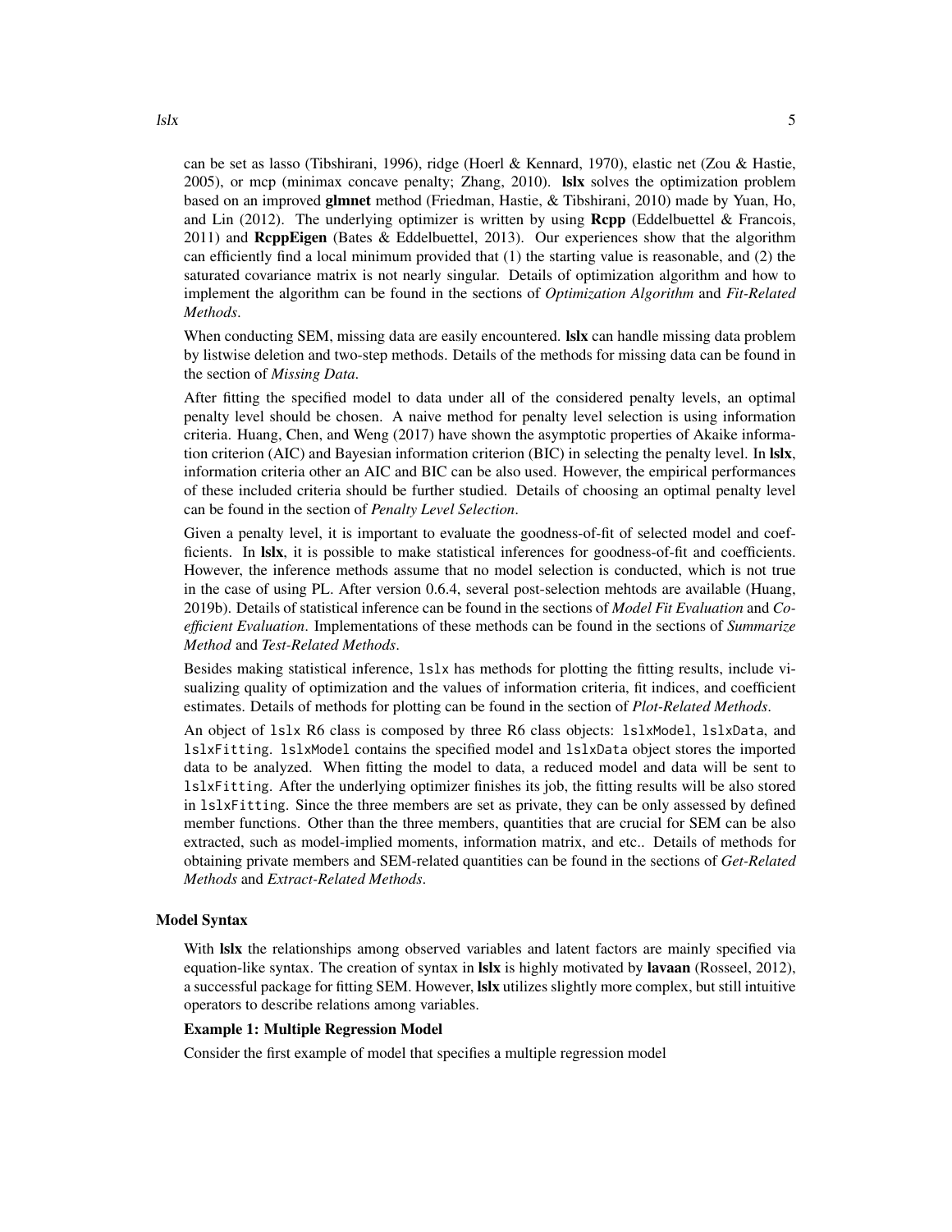can be set as lasso (Tibshirani, 1996), ridge (Hoerl & Kennard, 1970), elastic net (Zou & Hastie, 2005), or mcp (minimax concave penalty; Zhang, 2010). **lslx** solves the optimization problem based on an improved **glmnet** method (Friedman, Hastie, & Tibshirani, 2010) made by Yuan, Ho, and Lin (2012). The underlying optimizer is written by using **Rcpp** (Eddelbuettel & Francois, 2011) and **RcppEigen** (Bates & Eddelbuettel, 2013). Our experiences show that the algorithm can efficiently find a local minimum provided that (1) the starting value is reasonable, and (2) the saturated covariance matrix is not nearly singular. Details of optimization algorithm and how to implement the algorithm can be found in the sections of *Optimization Algorithm* and *Fit-Related Methods*.

When conducting SEM, missing data are easily encountered. **lslx** can handle missing data problem by listwise deletion and two-step methods. Details of the methods for missing data can be found in the section of *Missing Data*.

After fitting the specified model to data under all of the considered penalty levels, an optimal penalty level should be chosen. A naive method for penalty level selection is using information criteria. Huang, Chen, and Weng (2017) have shown the asymptotic properties of Akaike information criterion (AIC) and Bayesian information criterion (BIC) in selecting the penalty level. In **lslx**, information criteria other an AIC and BIC can be also used. However, the empirical performances of these included criteria should be further studied. Details of choosing an optimal penalty level can be found in the section of *Penalty Level Selection*.

Given a penalty level, it is important to evaluate the goodness-of-fit of selected model and coefficients. In **lslx**, it is possible to make statistical inferences for goodness-of-fit and coefficients. However, the inference methods assume that no model selection is conducted, which is not true in the case of using PL. After version 0.6.4, several post-selection mehtods are available (Huang, 2019b). Details of statistical inference can be found in the sections of *Model Fit Evaluation* and *Coefficient Evaluation*. Implementations of these methods can be found in the sections of *Summarize Method* and *Test-Related Methods*.

Besides making statistical inference, `lslx` has methods for plotting the fitting results, include visualizing quality of optimization and the values of information criteria, fit indices, and coefficient estimates. Details of methods for plotting can be found in the section of *Plot-Related Methods*.

An object of `lslx` R6 class is composed by three R6 class objects: `lslxModel`, `lslxData`, and `lslxFitting`. `lslxModel` contains the specified model and `lslxData` object stores the imported data to be analyzed. When fitting the model to data, a reduced model and data will be sent to `lslxFitting`. After the underlying optimizer finishes its job, the fitting results will be also stored in `lslxFitting`. Since the three members are set as private, they can be only assessed by defined member functions. Other than the three members, quantities that are crucial for SEM can be also extracted, such as model-implied moments, information matrix, and etc.. Details of methods for obtaining private members and SEM-related quantities can be found in the sections of *Get-Related Methods* and *Extract-Related Methods*.

## Model Syntax

With **lslx** the relationships among observed variables and latent factors are mainly specified via equation-like syntax. The creation of syntax in **lslx** is highly motivated by **lavaan** (Rosseel, 2012), a successful package for fitting SEM. However, **lslx** utilizes slightly more complex, but still intuitive operators to describe relations among variables.

### Example 1: Multiple Regression Model

Consider the first example of model that specifies a multiple regression model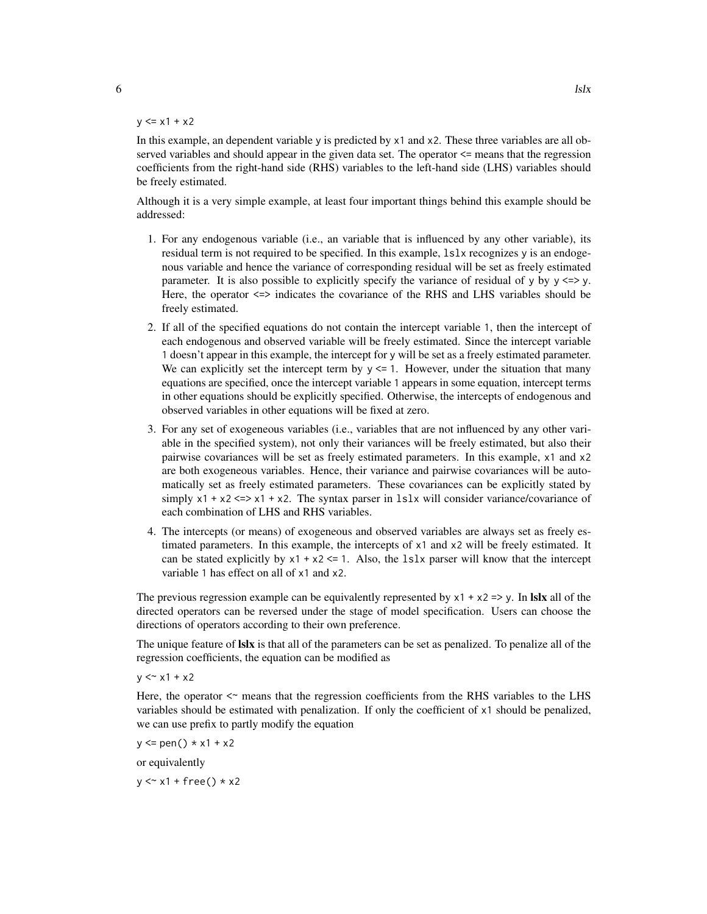```
y <= x1 + x2
```

In this example, an dependent variable `y` is predicted by `x1` and `x2`. These three variables are all observed variables and should appear in the given data set. The operator `<=` means that the regression coefficients from the right-hand side (RHS) variables to the left-hand side (LHS) variables should be freely estimated.

Although it is a very simple example, at least four important things behind this example should be addressed:

1. For any endogenous variable (i.e., an variable that is influenced by any other variable), its residual term is not required to be specified. In this example, `lslx` recognizes `y` is an endogenous variable and hence the variance of corresponding residual will be set as freely estimated parameter. It is also possible to explicitly specify the variance of residual of `y` by `y <=> y`. Here, the operator `<=>` indicates the covariance of the RHS and LHS variables should be freely estimated.
2. If all of the specified equations do not contain the intercept variable `1`, then the intercept of each endogenous and observed variable will be freely estimated. Since the intercept variable `1` doesn't appear in this example, the intercept for `y` will be set as a freely estimated parameter. We can explicitly set the intercept term by `y <= 1`. However, under the situation that many equations are specified, once the intercept variable `1` appears in some equation, intercept terms in other equations should be explicitly specified. Otherwise, the intercepts of endogenous and observed variables in other equations will be fixed at zero.
3. For any set of exogeneous variables (i.e., variables that are not influenced by any other variable in the specified system), not only their variances will be freely estimated, but also their pairwise covariances will be set as freely estimated parameters. In this example, `x1` and `x2` are both exogeneous variables. Hence, their variance and pairwise covariances will be automatically set as freely estimated parameters. These covariances can be explicitly stated by simply `x1 + x2 <=> x1 + x2`. The syntax parser in `lslx` will consider variance/covariance of each combination of LHS and RHS variables.
4. The intercepts (or means) of exogeneous and observed variables are always set as freely estimated parameters. In this example, the intercepts of `x1` and `x2` will be freely estimated. It can be stated explicitly by `x1 + x2 <= 1`. Also, the `lslx` parser will know that the intercept variable `1` has effect on all of `x1` and `x2`.

The previous regression example can be equivalently represented by `x1 + x2 => y`. In **lslx** all of the directed operators can be reversed under the stage of model specification. Users can choose the directions of operators according to their own preference.

The unique feature of **lslx** is that all of the parameters can be set as penalized. To penalize all of the regression coefficients, the equation can be modified as

```
y <~ x1 + x2
```

Here, the operator `<~` means that the regression coefficients from the RHS variables to the LHS variables should be estimated with penalization. If only the coefficient of `x1` should be penalized, we can use prefix to partly modify the equation

```
y <= pen() * x1 + x2
```

or equivalently

```
y <~ x1 + free() * x2
```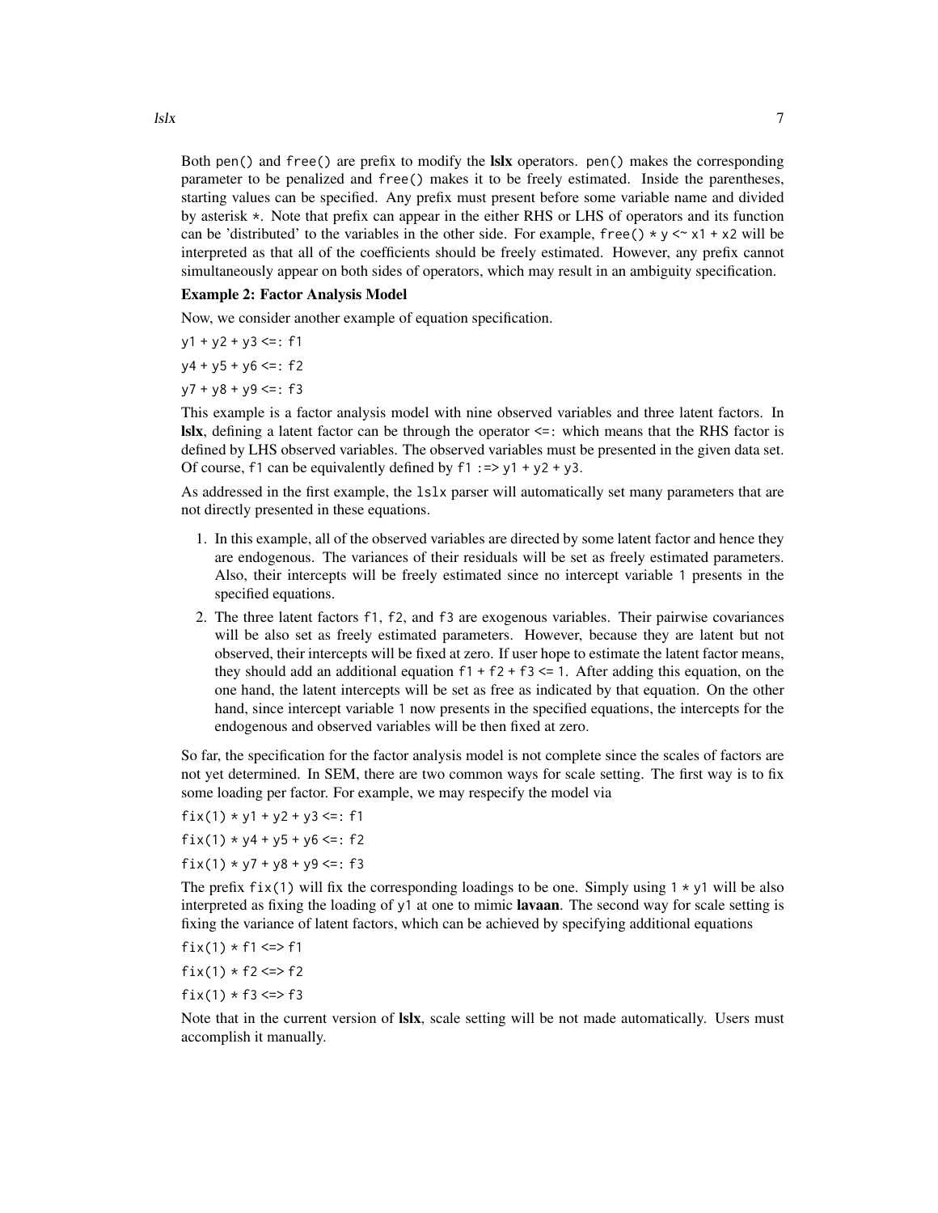Both `pen()` and `free()` are prefix to modify the **lslx** operators. `pen()` makes the corresponding parameter to be penalized and `free()` makes it to be freely estimated. Inside the parentheses, starting values can be specified. Any prefix must present before some variable name and divided by asterisk `*`. Note that prefix can appear in the either RHS or LHS of operators and its function can be 'distributed' to the variables in the other side. For example, `free() * y <~ x1 + x2` will be interpreted as that all of the coefficients should be freely estimated. However, any prefix cannot simultaneously appear on both sides of operators, which may result in an ambiguity specification.

**Example 2: Factor Analysis Model**

Now, we consider another example of equation specification.

```
y1 + y2 + y3 <=: f1
y4 + y5 + y6 <=: f2
y7 + y8 + y9 <=: f3
```

This example is a factor analysis model with nine observed variables and three latent factors. In **lslx**, defining a latent factor can be through the operator `<=:` which means that the RHS factor is defined by LHS observed variables. The observed variables must be presented in the given data set. Of course, `f1` can be equivalently defined by `f1 :=> y1 + y2 + y3`.

As addressed in the first example, the `lslx` parser will automatically set many parameters that are not directly presented in these equations.

1. In this example, all of the observed variables are directed by some latent factor and hence they are endogenous. The variances of their residuals will be set as freely estimated parameters. Also, their intercepts will be freely estimated since no intercept variable `1` presents in the specified equations.
2. The three latent factors `f1`, `f2`, and `f3` are exogenous variables. Their pairwise covariances will be also set as freely estimated parameters. However, because they are latent but not observed, their intercepts will be fixed at zero. If user hope to estimate the latent factor means, they should add an additional equation `f1 + f2 + f3 <= 1`. After adding this equation, on the one hand, the latent intercepts will be set as free as indicated by that equation. On the other hand, since intercept variable `1` now presents in the specified equations, the intercepts for the endogenous and observed variables will be then fixed at zero.

So far, the specification for the factor analysis model is not complete since the scales of factors are not yet determined. In SEM, there are two common ways for scale setting. The first way is to fix some loading per factor. For example, we may respecify the model via

```
fix(1) * y1 + y2 + y3 <=: f1
fix(1) * y4 + y5 + y6 <=: f2
fix(1) * y7 + y8 + y9 <=: f3
```

The prefix `fix(1)` will fix the corresponding loadings to be one. Simply using `1 * y1` will be also interpreted as fixing the loading of `y1` at one to mimic **lavaan**. The second way for scale setting is fixing the variance of latent factors, which can be achieved by specifying additional equations

```
fix(1) * f1 <=> f1
fix(1) * f2 <=> f2
fix(1) * f3 <=> f3
```

Note that in the current version of **lslx**, scale setting will be not made automatically. Users must accomplish it manually.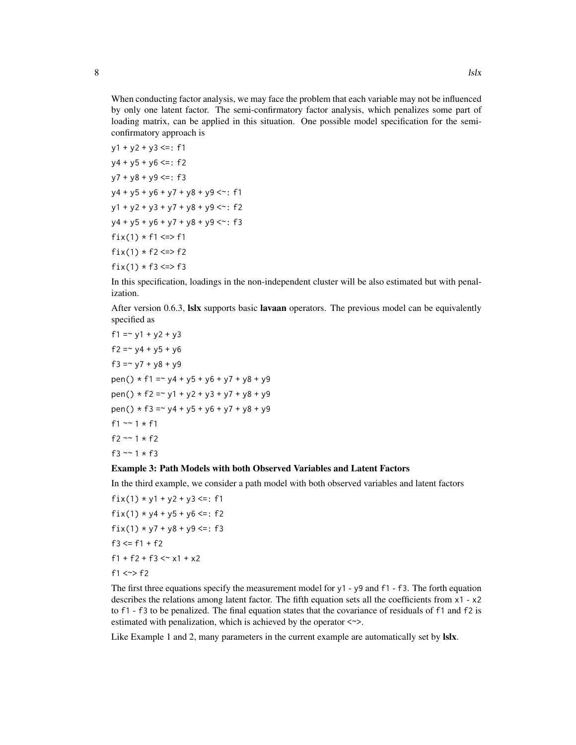When conducting factor analysis, we may face the problem that each variable may not be influenced by only one latent factor. The semi-confirmatory factor analysis, which penalizes some part of loading matrix, can be applied in this situation. One possible model specification for the semi-confirmatory approach is

```
y1 + y2 + y3 <=: f1
y4 + y5 + y6 <=: f2
y7 + y8 + y9 <=: f3
y4 + y5 + y6 + y7 + y8 + y9 <~: f1
y1 + y2 + y3 + y7 + y8 + y9 <~: f2
y4 + y5 + y6 + y7 + y8 + y9 <~: f3
fix(1) * f1 <=> f1
fix(1) * f2 <=> f2
fix(1) * f3 <=> f3
```

In this specification, loadings in the non-independent cluster will be also estimated but with penalization.

After version 0.6.3, **lslx** supports basic **lavaan** operators. The previous model can be equivalently specified as

```
f1 =~ y1 + y2 + y3
f2 =~ y4 + y5 + y6
f3 =~ y7 + y8 + y9
pen() * f1 =~ y4 + y5 + y6 + y7 + y8 + y9
pen() * f2 =~ y1 + y2 + y3 + y7 + y8 + y9
pen() * f3 =~ y4 + y5 + y6 + y7 + y8 + y9
f1 ~~ 1 * f1
f2 ~~ 1 * f2
f3 ~~ 1 * f3
```

**Example 3: Path Models with both Observed Variables and Latent Factors**

In the third example, we consider a path model with both observed variables and latent factors

```
fix(1) * y1 + y2 + y3 <=: f1
fix(1) * y4 + y5 + y6 <=: f2
fix(1) * y7 + y8 + y9 <=: f3
f3 <= f1 + f2
f1 + f2 + f3 <~ x1 + x2
f1 <~> f2
```

The first three equations specify the measurement model for `y1` - `y9` and `f1` - `f3`. The forth equation describes the relations among latent factor. The fifth equation sets all the coefficients from `x1` - `x2` to `f1` - `f3` to be penalized. The final equation states that the covariance of residuals of `f1` and `f2` is estimated with penalization, which is achieved by the operator `<~>`.

Like Example 1 and 2, many parameters in the current example are automatically set by **lslx**.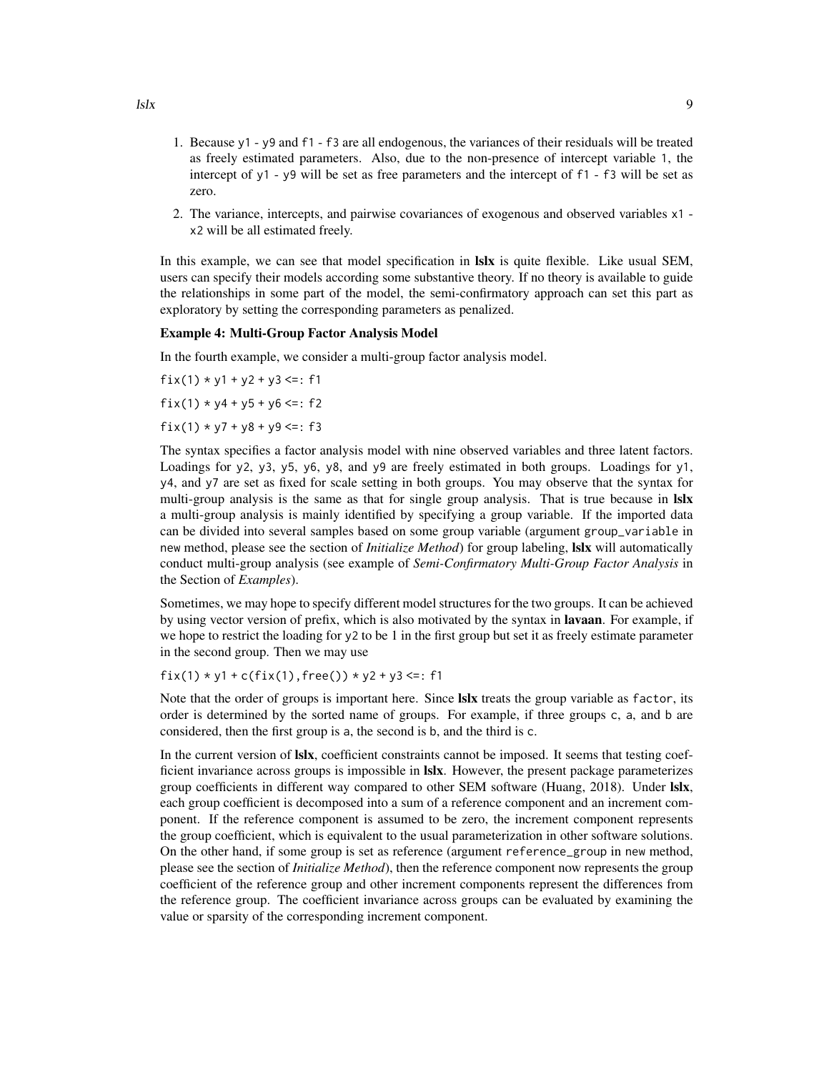1. Because `y1` - `y9` and `f1` - `f3` are all endogenous, the variances of their residuals will be treated as freely estimated parameters. Also, due to the non-presence of intercept variable `1`, the intercept of `y1` - `y9` will be set as free parameters and the intercept of `f1` - `f3` will be set as zero.
2. The variance, intercepts, and pairwise covariances of exogenous and observed variables `x1` - `x2` will be all estimated freely.

In this example, we can see that model specification in **lslx** is quite flexible. Like usual SEM, users can specify their models according some substantive theory. If no theory is available to guide the relationships in some part of the model, the semi-confirmatory approach can set this part as exploratory by setting the corresponding parameters as penalized.

**Example 4: Multi-Group Factor Analysis Model**

In the fourth example, we consider a multi-group factor analysis model.

```
fix(1) * y1 + y2 + y3 <=: f1
fix(1) * y4 + y5 + y6 <=: f2
fix(1) * y7 + y8 + y9 <=: f3
```

The syntax specifies a factor analysis model with nine observed variables and three latent factors. Loadings for `y2`, `y3`, `y5`, `y6`, `y8`, and `y9` are freely estimated in both groups. Loadings for `y1`, `y4`, and `y7` are set as fixed for scale setting in both groups. You may observe that the syntax for multi-group analysis is the same as that for single group analysis. That is true because in **lslx** a multi-group analysis is mainly identified by specifying a group variable. If the imported data can be divided into several samples based on some group variable (argument `group_variable` in `new` method, please see the section of *Initialize Method*) for group labeling, **lslx** will automatically conduct multi-group analysis (see example of *Semi-Confirmatory Multi-Group Factor Analysis* in the Section of *Examples*).

Sometimes, we may hope to specify different model structures for the two groups. It can be achieved by using vector version of prefix, which is also motivated by the syntax in **lavaan**. For example, if we hope to restrict the loading for `y2` to be 1 in the first group but set it as freely estimate parameter in the second group. Then we may use

```
fix(1) * y1 + c(fix(1),free()) * y2 + y3 <=: f1
```

Note that the order of groups is important here. Since **lslx** treats the group variable as `factor`, its order is determined by the sorted name of groups. For example, if three groups `c`, `a`, and `b` are considered, then the first group is `a`, the second is `b`, and the third is `c`.

In the current version of **lslx**, coefficient constraints cannot be imposed. It seems that testing coefficient invariance across groups is impossible in **lslx**. However, the present package parameterizes group coefficients in different way compared to other SEM software (Huang, 2018). Under **lslx**, each group coefficient is decomposed into a sum of a reference component and an increment component. If the reference component is assumed to be zero, the increment component represents the group coefficient, which is equivalent to the usual parameterization in other software solutions. On the other hand, if some group is set as reference (argument `reference_group` in `new` method, please see the section of *Initialize Method*), then the reference component now represents the group coefficient of the reference group and other increment components represent the differences from the reference group. The coefficient invariance across groups can be evaluated by examining the value or sparsity of the corresponding increment component.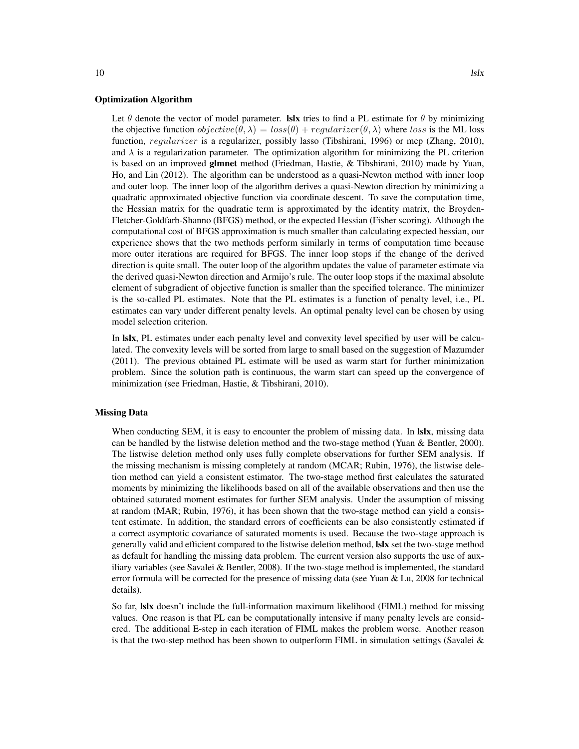### Optimization Algorithm

Let $\theta$ denote the vector of model parameter. **lslx** tries to find a PL estimate for $\theta$ by minimizing the objective function $objective(\theta, \lambda) = loss(\theta) + regularizer(\theta, \lambda)$ where $loss$ is the ML loss function, $regularizer$ is a regularizer, possibly lasso (Tibshirani, 1996) or mcp (Zhang, 2010), and $\lambda$ is a regularization parameter. The optimization algorithm for minimizing the PL criterion is based on an improved **glmnet** method (Friedman, Hastie, & Tibshirani, 2010) made by Yuan, Ho, and Lin (2012). The algorithm can be understood as a quasi-Newton method with inner loop and outer loop. The inner loop of the algorithm derives a quasi-Newton direction by minimizing a quadratic approximated objective function via coordinate descent. To save the computation time, the Hessian matrix for the quadratic term is approximated by the identity matrix, the Broyden-Fletcher-Goldfarb-Shanno (BFGS) method, or the expected Hessian (Fisher scoring). Although the computational cost of BFGS approximation is much smaller than calculating expected hessian, our experience shows that the two methods perform similarly in terms of computation time because more outer iterations are required for BFGS. The inner loop stops if the change of the derived direction is quite small. The outer loop of the algorithm updates the value of parameter estimate via the derived quasi-Newton direction and Armijo's rule. The outer loop stops if the maximal absolute element of subgradient of objective function is smaller than the specified tolerance. The minimizer is the so-called PL estimates. Note that the PL estimates is a function of penalty level, i.e., PL estimates can vary under different penalty levels. An optimal penalty level can be chosen by using model selection criterion.

In **lslx**, PL estimates under each penalty level and convexity level specified by user will be calculated. The convexity levels will be sorted from large to small based on the suggestion of Mazumder (2011). The previous obtained PL estimate will be used as warm start for further minimization problem. Since the solution path is continuous, the warm start can speed up the convergence of minimization (see Friedman, Hastie, & Tibshirani, 2010).

### Missing Data

When conducting SEM, it is easy to encounter the problem of missing data. In **lslx**, missing data can be handled by the listwise deletion method and the two-stage method (Yuan & Bentler, 2000). The listwise deletion method only uses fully complete observations for further SEM analysis. If the missing mechanism is missing completely at random (MCAR; Rubin, 1976), the listwise deletion method can yield a consistent estimator. The two-stage method first calculates the saturated moments by minimizing the likelihoods based on all of the available observations and then use the obtained saturated moment estimates for further SEM analysis. Under the assumption of missing at random (MAR; Rubin, 1976), it has been shown that the two-stage method can yield a consistent estimate. In addition, the standard errors of coefficients can be also consistently estimated if a correct asymptotic covariance of saturated moments is used. Because the two-stage approach is generally valid and efficient compared to the listwise deletion method, **lslx** set the two-stage method as default for handling the missing data problem. The current version also supports the use of auxiliary variables (see Savalei & Bentler, 2008). If the two-stage method is implemented, the standard error formula will be corrected for the presence of missing data (see Yuan & Lu, 2008 for technical details).

So far, **lslx** doesn't include the full-information maximum likelihood (FIML) method for missing values. One reason is that PL can be computationally intensive if many penalty levels are considered. The additional E-step in each iteration of FIML makes the problem worse. Another reason is that the two-step method has been shown to outperform FIML in simulation settings (Savalei &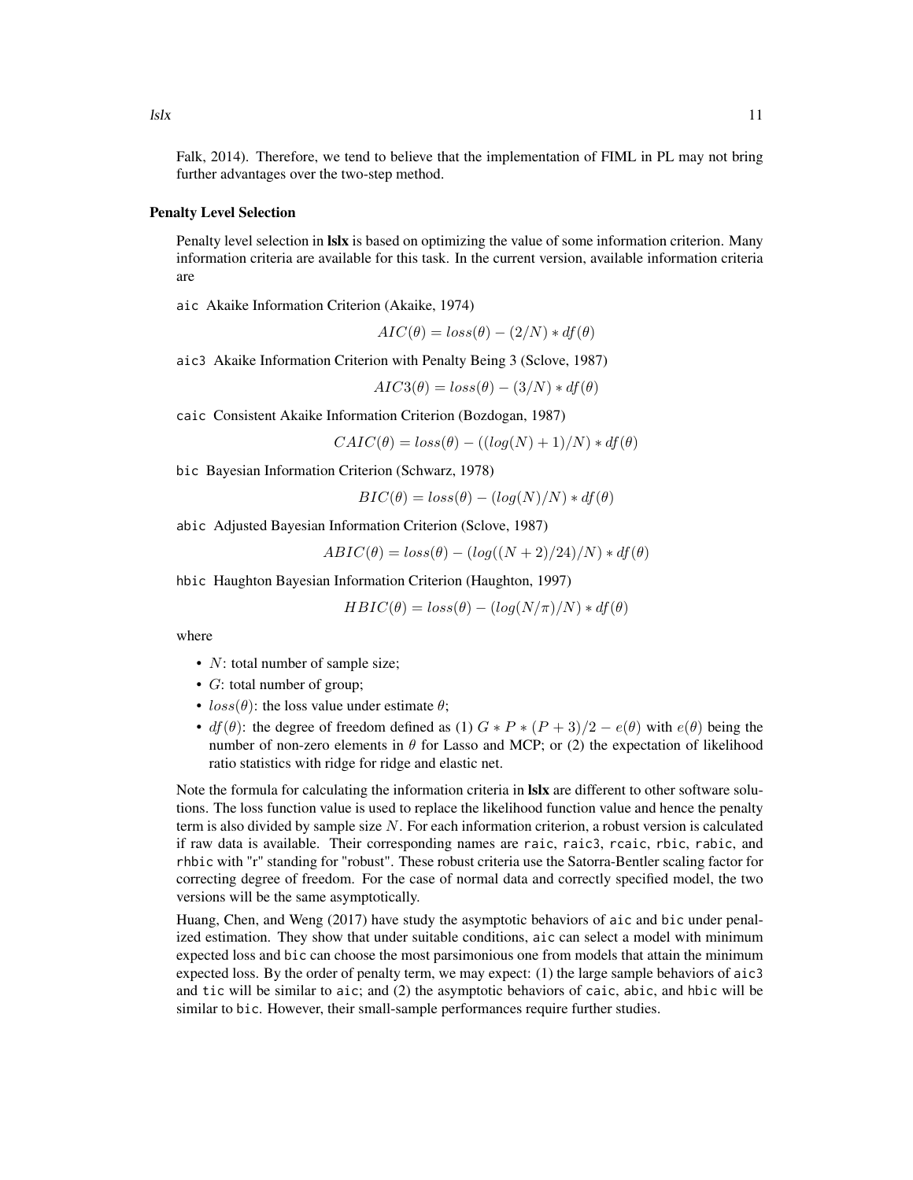Falk, 2014). Therefore, we tend to believe that the implementation of FIML in PL may not bring further advantages over the two-step method.

### Penalty Level Selection

Penalty level selection in **lslx** is based on optimizing the value of some information criterion. Many information criteria are available for this task. In the current version, available information criteria are

`aic` Akaike Information Criterion (Akaike, 1974)

$$AIC(\theta) = loss(\theta) - (2/N) * df(\theta)$$

`aic3` Akaike Information Criterion with Penalty Being 3 (Sclove, 1987)

$$AIC3(\theta) = loss(\theta) - (3/N) * df(\theta)$$

`caic` Consistent Akaike Information Criterion (Bozdogan, 1987)

$$CAIC(\theta) = loss(\theta) - ((log(N) + 1)/N) * df(\theta)$$

`bic` Bayesian Information Criterion (Schwarz, 1978)

$$BIC(\theta) = loss(\theta) - (log(N)/N) * df(\theta)$$

`abic` Adjusted Bayesian Information Criterion (Sclove, 1987)

$$ABIC(\theta) = loss(\theta) - (log((N + 2)/24)/N) * df(\theta)$$

`hbic` Haughton Bayesian Information Criterion (Haughton, 1997)

$$HBIC(\theta) = loss(\theta) - (log(N/\pi)/N) * df(\theta)$$

where

- $N$: total number of sample size;
- $G$: total number of group;
- $loss(\theta)$: the loss value under estimate $\theta$;
- $df(\theta)$: the degree of freedom defined as (1) $G * P * (P + 3)/2 - e(\theta)$ with $e(\theta)$ being the number of non-zero elements in $\theta$ for Lasso and MCP; or (2) the expectation of likelihood ratio statistics with ridge for ridge and elastic net.

Note the formula for calculating the information criteria in **lslx** are different to other software solutions. The loss function value is used to replace the likelihood function value and hence the penalty term is also divided by sample size $N$. For each information criterion, a robust version is calculated if raw data is available. Their corresponding names are `raic`, `raic3`, `rcaic`, `rbic`, `rabic`, and `rhbic` with "r" standing for "robust". These robust criteria use the Satorra-Bentler scaling factor for correcting degree of freedom. For the case of normal data and correctly specified model, the two versions will be the same asymptotically.

Huang, Chen, and Weng (2017) have study the asymptotic behaviors of `aic` and `bic` under penalized estimation. They show that under suitable conditions, `aic` can select a model with minimum expected loss and `bic` can choose the most parsimonious one from models that attain the minimum expected loss. By the order of penalty term, we may expect: (1) the large sample behaviors of `aic3` and `tic` will be similar to `aic`; and (2) the asymptotic behaviors of `caic`, `abic`, and `hbic` will be similar to `bic`. However, their small-sample performances require further studies.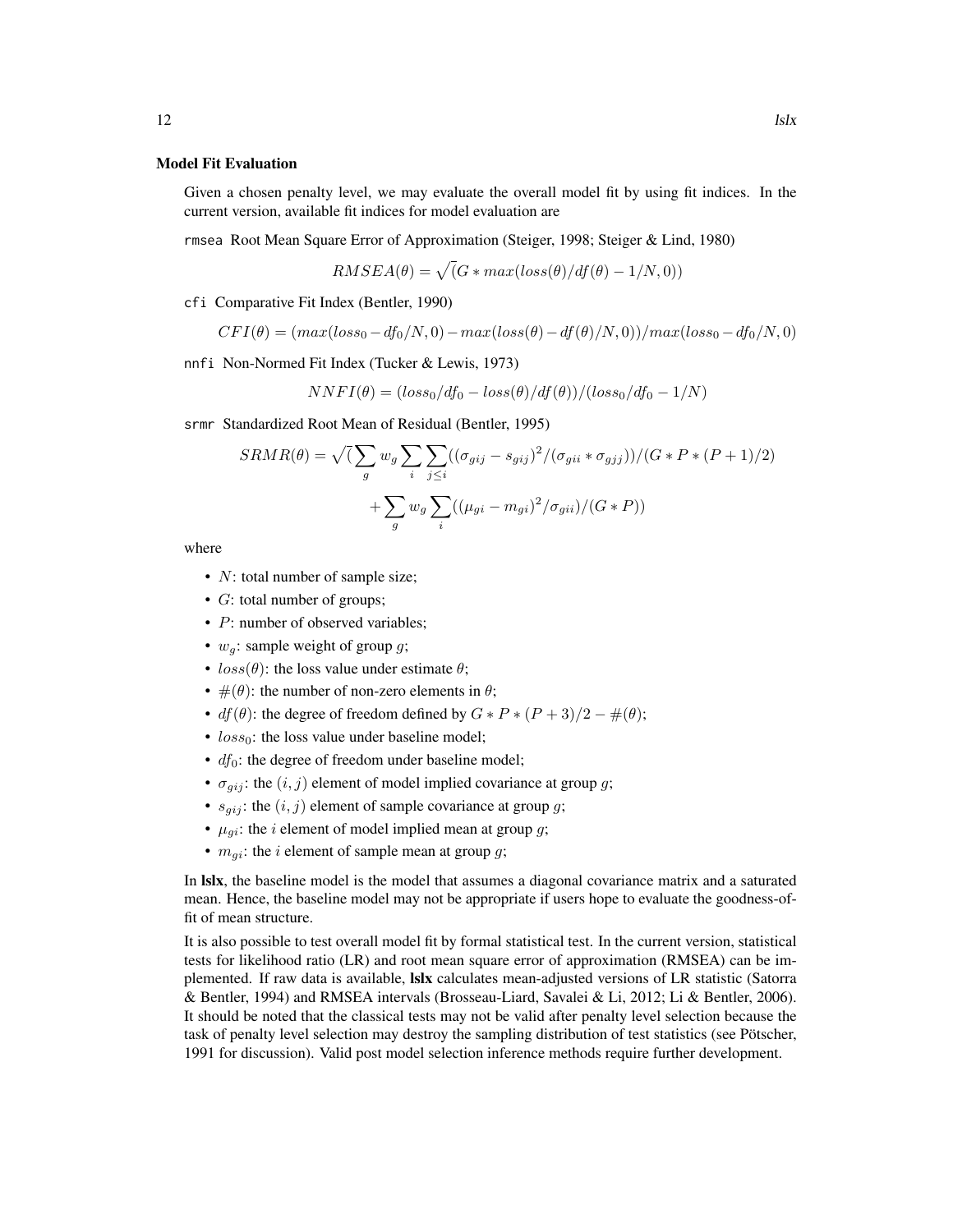### Model Fit Evaluation

Given a chosen penalty level, we may evaluate the overall model fit by using fit indices. In the current version, available fit indices for model evaluation are

`rmsea` Root Mean Square Error of Approximation (Steiger, 1998; Steiger & Lind, 1980)

$$RMSEA(\theta) = \sqrt{(}G * max(loss(\theta)/df(\theta) - 1/N, 0))$$

`cfi` Comparative Fit Index (Bentler, 1990)

$$CFI(\theta) = (max(loss_0 - df_0/N, 0) - max(loss(\theta) - df(\theta)/N, 0))/max(loss_0 - df_0/N, 0)$$

`nnfi` Non-Normed Fit Index (Tucker & Lewis, 1973)

$$NNFI(\theta) = (loss_0/df_0 - loss(\theta)/df(\theta))/(loss_0/df_0 - 1/N)$$

`srmr` Standardized Root Mean of Residual (Bentler, 1995)

$$SRMR(\theta) = \sqrt{(}\sum_g w_g \sum_i \sum_{j \leq i}((\sigma_{gij} - s_{gij})^2/(\sigma_{gii} * \sigma_{gjj}))/(G * P * (P + 1)/2)$$
$$+ \sum_g w_g \sum_i ((\mu_{gi} - m_{gi})^2/\sigma_{gii})/(G * P))$$

where

- $N$: total number of sample size;
- $G$: total number of groups;
- $P$: number of observed variables;
- $w_g$: sample weight of group $g$;
- $loss(\theta)$: the loss value under estimate $\theta$;
- $\#(\theta)$: the number of non-zero elements in $\theta$;
- $df(\theta)$: the degree of freedom defined by $G * P * (P + 3)/2 - \#(\theta)$;
- $loss_0$: the loss value under baseline model;
- $df_0$: the degree of freedom under baseline model;
- $\sigma_{gij}$: the $(i, j)$ element of model implied covariance at group $g$;
- $s_{gij}$: the $(i, j)$ element of sample covariance at group $g$;
- $\mu_{gi}$: the $i$ element of model implied mean at group $g$;
- $m_{gi}$: the $i$ element of sample mean at group $g$;

In **lslx**, the baseline model is the model that assumes a diagonal covariance matrix and a saturated mean. Hence, the baseline model may not be appropriate if users hope to evaluate the goodness-of-fit of mean structure.

It is also possible to test overall model fit by formal statistical test. In the current version, statistical tests for likelihood ratio (LR) and root mean square error of approximation (RMSEA) can be implemented. If raw data is available, **lslx** calculates mean-adjusted versions of LR statistic (Satorra & Bentler, 1994) and RMSEA intervals (Brosseau-Liard, Savalei & Li, 2012; Li & Bentler, 2006). It should be noted that the classical tests may not be valid after penalty level selection because the task of penalty level selection may destroy the sampling distribution of test statistics (see Pötscher, 1991 for discussion). Valid post model selection inference methods require further development.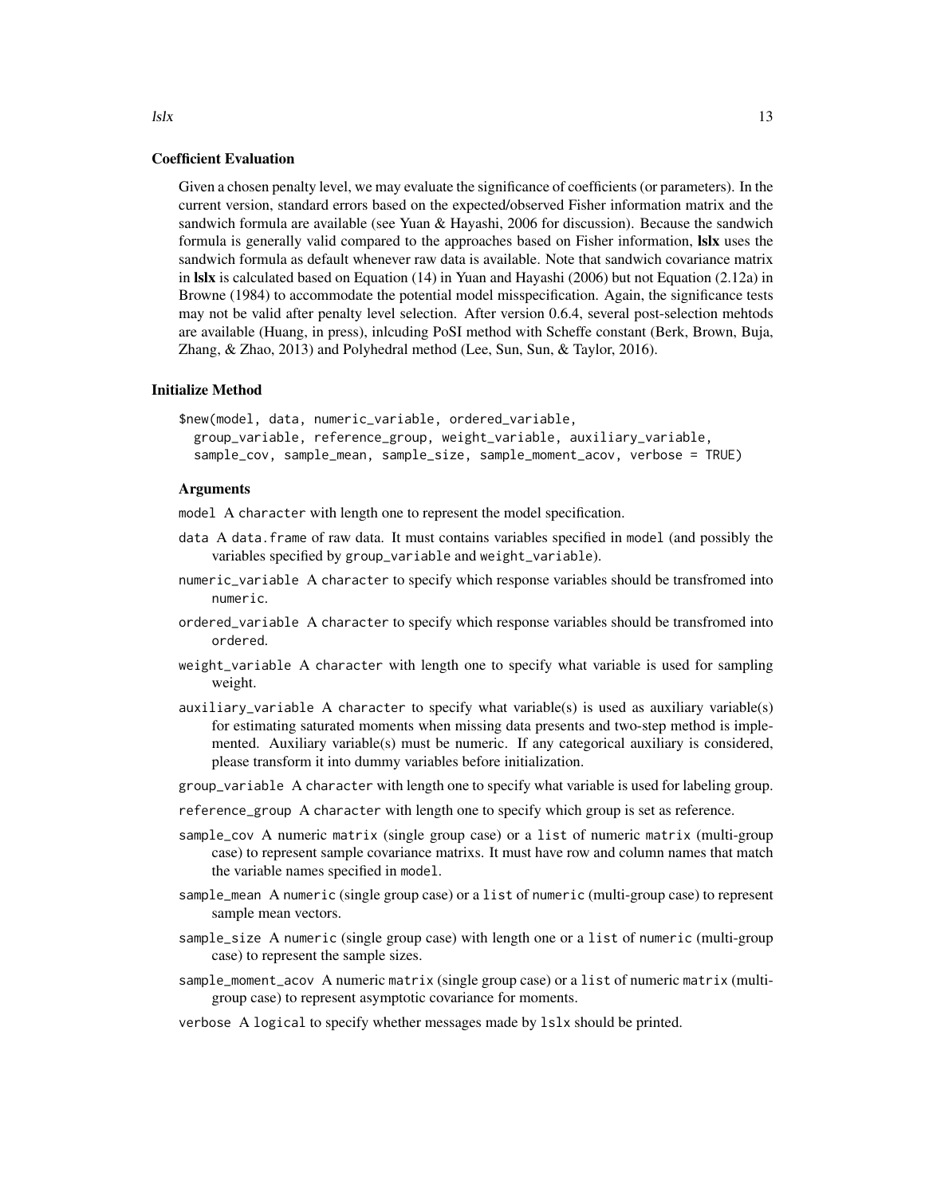### Coefficient Evaluation

Given a chosen penalty level, we may evaluate the significance of coefficients (or parameters). In the current version, standard errors based on the expected/observed Fisher information matrix and the sandwich formula are available (see Yuan & Hayashi, 2006 for discussion). Because the sandwich formula is generally valid compared to the approaches based on Fisher information, **lslx** uses the sandwich formula as default whenever raw data is available. Note that sandwich covariance matrix in **lslx** is calculated based on Equation (14) in Yuan and Hayashi (2006) but not Equation (2.12a) in Browne (1984) to accommodate the potential model misspecification. Again, the significance tests may not be valid after penalty level selection. After version 0.6.4, several post-selection mehtods are available (Huang, in press), inlcuding PoSI method with Scheffe constant (Berk, Brown, Buja, Zhang, & Zhao, 2013) and Polyhedral method (Lee, Sun, Sun, & Taylor, 2016).

### Initialize Method

```
$new(model, data, numeric_variable, ordered_variable,
  group_variable, reference_group, weight_variable, auxiliary_variable,
  sample_cov, sample_mean, sample_size, sample_moment_acov, verbose = TRUE)
```

#### Arguments

- `model` A `character` with length one to represent the model specification.
- `data` A `data.frame` of raw data. It must contains variables specified in `model` (and possibly the variables specified by `group_variable` and `weight_variable`).
- `numeric_variable` A `character` to specify which response variables should be transfromed into `numeric`.
- `ordered_variable` A `character` to specify which response variables should be transfromed into `ordered`.
- `weight_variable` A `character` with length one to specify what variable is used for sampling weight.
- `auxiliary_variable` A `character` to specify what variable(s) is used as auxiliary variable(s) for estimating saturated moments when missing data presents and two-step method is implemented. Auxiliary variable(s) must be numeric. If any categorical auxiliary is considered, please transform it into dummy variables before initialization.
- `group_variable` A `character` with length one to specify what variable is used for labeling group.
- `reference_group` A `character` with length one to specify which group is set as reference.
- `sample_cov` A numeric `matrix` (single group case) or a `list` of numeric `matrix` (multi-group case) to represent sample covariance matrixs. It must have row and column names that match the variable names specified in `model`.
- `sample_mean` A `numeric` (single group case) or a `list` of `numeric` (multi-group case) to represent sample mean vectors.
- `sample_size` A `numeric` (single group case) with length one or a `list` of `numeric` (multi-group case) to represent the sample sizes.
- `sample_moment_acov` A numeric `matrix` (single group case) or a `list` of numeric `matrix` (multi-group case) to represent asymptotic covariance for moments.
- `verbose` A `logical` to specify whether messages made by `lslx` should be printed.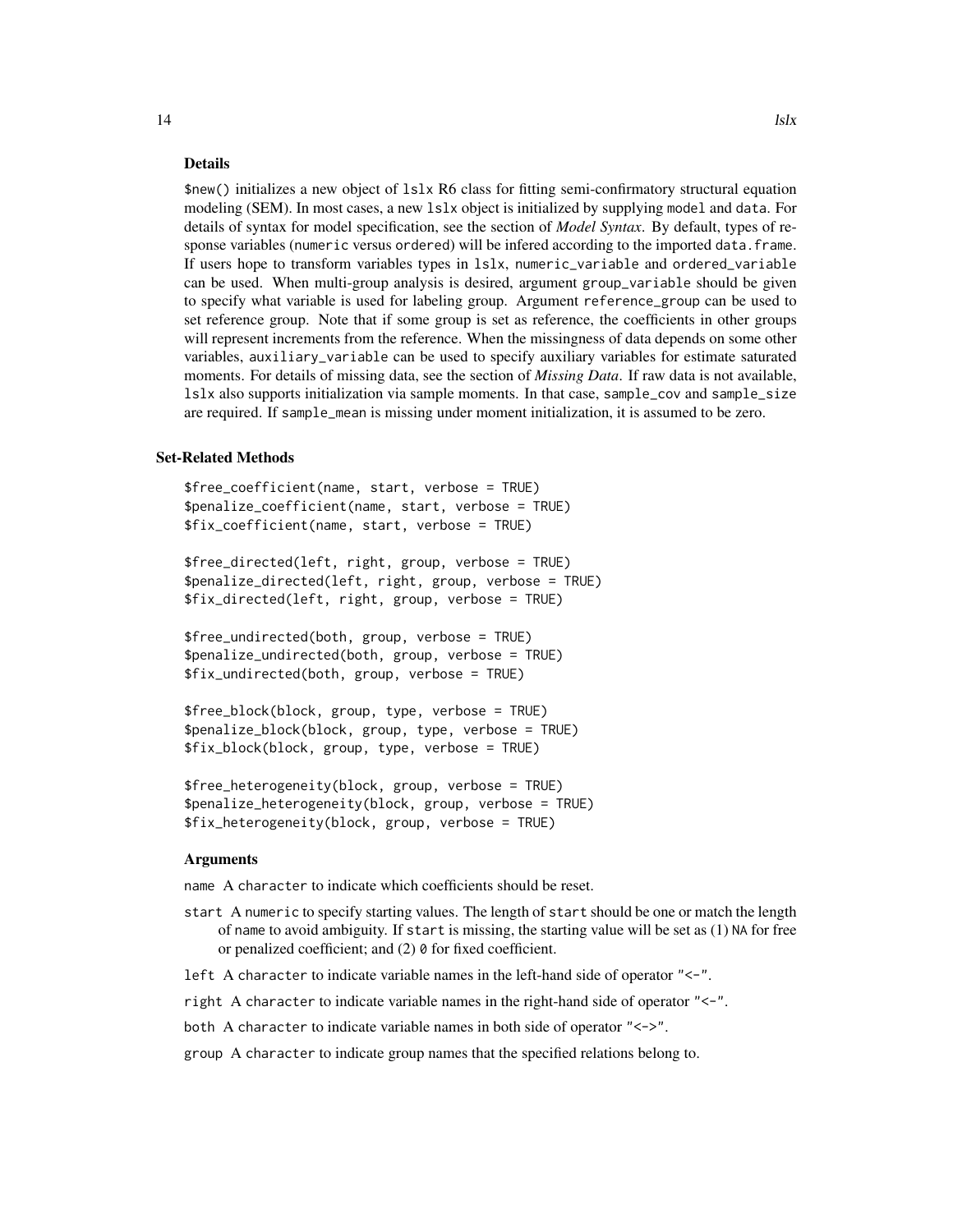### Details

`$new()` initializes a new object of `lslx` R6 class for fitting semi-confirmatory structural equation modeling (SEM). In most cases, a new `lslx` object is initialized by supplying `model` and `data`. For details of syntax for model specification, see the section of *Model Syntax*. By default, types of response variables (`numeric` versus `ordered`) will be infered according to the imported `data.frame`. If users hope to transform variables types in `lslx`, `numeric_variable` and `ordered_variable` can be used. When multi-group analysis is desired, argument `group_variable` should be given to specify what variable is used for labeling group. Argument `reference_group` can be used to set reference group. Note that if some group is set as reference, the coefficients in other groups will represent increments from the reference. When the missingness of data depends on some other variables, `auxiliary_variable` can be used to specify auxiliary variables for estimate saturated moments. For details of missing data, see the section of *Missing Data*. If raw data is not available, `lslx` also supports initialization via sample moments. In that case, `sample_cov` and `sample_size` are required. If `sample_mean` is missing under moment initialization, it is assumed to be zero.

### Set-Related Methods

```
$free_coefficient(name, start, verbose = TRUE)
$penalize_coefficient(name, start, verbose = TRUE)
$fix_coefficient(name, start, verbose = TRUE)

$free_directed(left, right, group, verbose = TRUE)
$penalize_directed(left, right, group, verbose = TRUE)
$fix_directed(left, right, group, verbose = TRUE)

$free_undirected(both, group, verbose = TRUE)
$penalize_undirected(both, group, verbose = TRUE)
$fix_undirected(both, group, verbose = TRUE)

$free_block(block, group, type, verbose = TRUE)
$penalize_block(block, group, type, verbose = TRUE)
$fix_block(block, group, type, verbose = TRUE)

$free_heterogeneity(block, group, verbose = TRUE)
$penalize_heterogeneity(block, group, verbose = TRUE)
$fix_heterogeneity(block, group, verbose = TRUE)
```

#### Arguments

`name` A `character` to indicate which coefficients should be reset.

`start` A `numeric` to specify starting values. The length of `start` should be one or match the length of `name` to avoid ambiguity. If `start` is missing, the starting value will be set as (1) `NA` for free or penalized coefficient; and (2) `0` for fixed coefficient.

`left` A `character` to indicate variable names in the left-hand side of operator `"<-"`.

`right` A `character` to indicate variable names in the right-hand side of operator `"<-"`.

`both` A `character` to indicate variable names in both side of operator `"<->"`.

`group` A `character` to indicate group names that the specified relations belong to.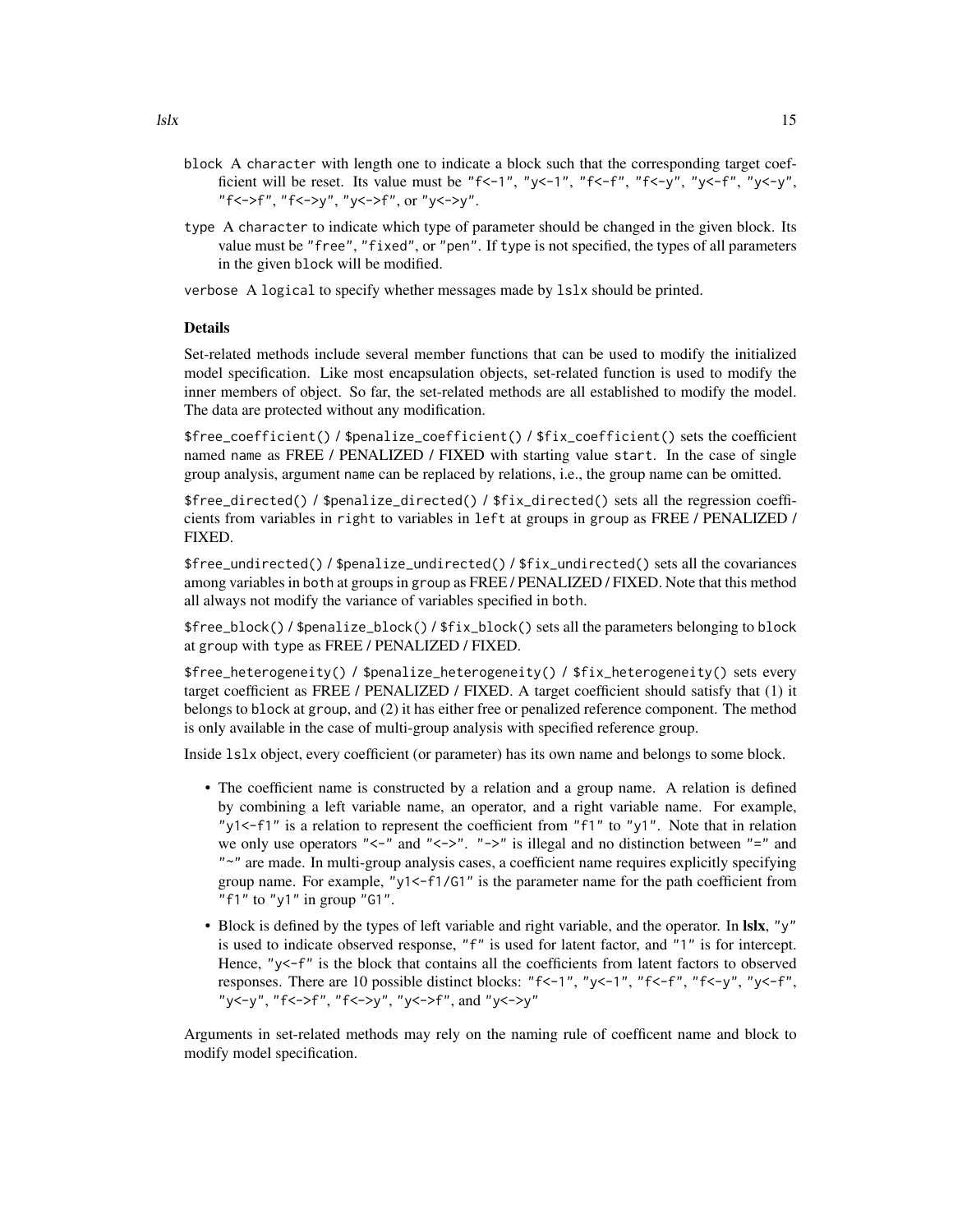block A character with length one to indicate a block such that the corresponding target coefficient will be reset. Its value must be "f<-1", "y<-1", "f<-f", "f<-y", "y<-f", "y<-y", "f<->f", "f<->y", "y<->f", or "y<->y".

type A character to indicate which type of parameter should be changed in the given block. Its value must be "free", "fixed", or "pen". If type is not specified, the types of all parameters in the given block will be modified.

verbose A logical to specify whether messages made by lslx should be printed.

### Details

Set-related methods include several member functions that can be used to modify the initialized model specification. Like most encapsulation objects, set-related function is used to modify the inner members of object. So far, the set-related methods are all established to modify the model. The data are protected without any modification.

`$free_coefficient()` / `$penalize_coefficient()` / `$fix_coefficient()` sets the coefficient named name as FREE / PENALIZED / FIXED with starting value start. In the case of single group analysis, argument name can be replaced by relations, i.e., the group name can be omitted.

`$free_directed()` / `$penalize_directed()` / `$fix_directed()` sets all the regression coefficients from variables in right to variables in left at groups in group as FREE / PENALIZED / FIXED.

`$free_undirected()` / `$penalize_undirected()` / `$fix_undirected()` sets all the covariances among variables in both at groups in group as FREE / PENALIZED / FIXED. Note that this method all always not modify the variance of variables specified in both.

`$free_block()` / `$penalize_block()` / `$fix_block()` sets all the parameters belonging to block at group with type as FREE / PENALIZED / FIXED.

`$free_heterogeneity()` / `$penalize_heterogeneity()` / `$fix_heterogeneity()` sets every target coefficient as FREE / PENALIZED / FIXED. A target coefficient should satisfy that (1) it belongs to block at group, and (2) it has either free or penalized reference component. The method is only available in the case of multi-group analysis with specified reference group.

Inside lslx object, every coefficient (or parameter) has its own name and belongs to some block.

- The coefficient name is constructed by a relation and a group name. A relation is defined by combining a left variable name, an operator, and a right variable name. For example, "y1<-f1" is a relation to represent the coefficient from "f1" to "y1". Note that in relation we only use operators "<-" and "<->". "->" is illegal and no distinction between "=" and "~" are made. In multi-group analysis cases, a coefficient name requires explicitly specifying group name. For example, "y1<-f1/G1" is the parameter name for the path coefficient from "f1" to "y1" in group "G1".
- Block is defined by the types of left variable and right variable, and the operator. In **lslx**, "y" is used to indicate observed response, "f" is used for latent factor, and "1" is for intercept. Hence, "y<-f" is the block that contains all the coefficients from latent factors to observed responses. There are 10 possible distinct blocks: "f<-1", "y<-1", "f<-f", "f<-y", "y<-f", "y<-y", "f<->f", "f<->y", "y<->f", and "y<->y"

Arguments in set-related methods may rely on the naming rule of coefficent name and block to modify model specification.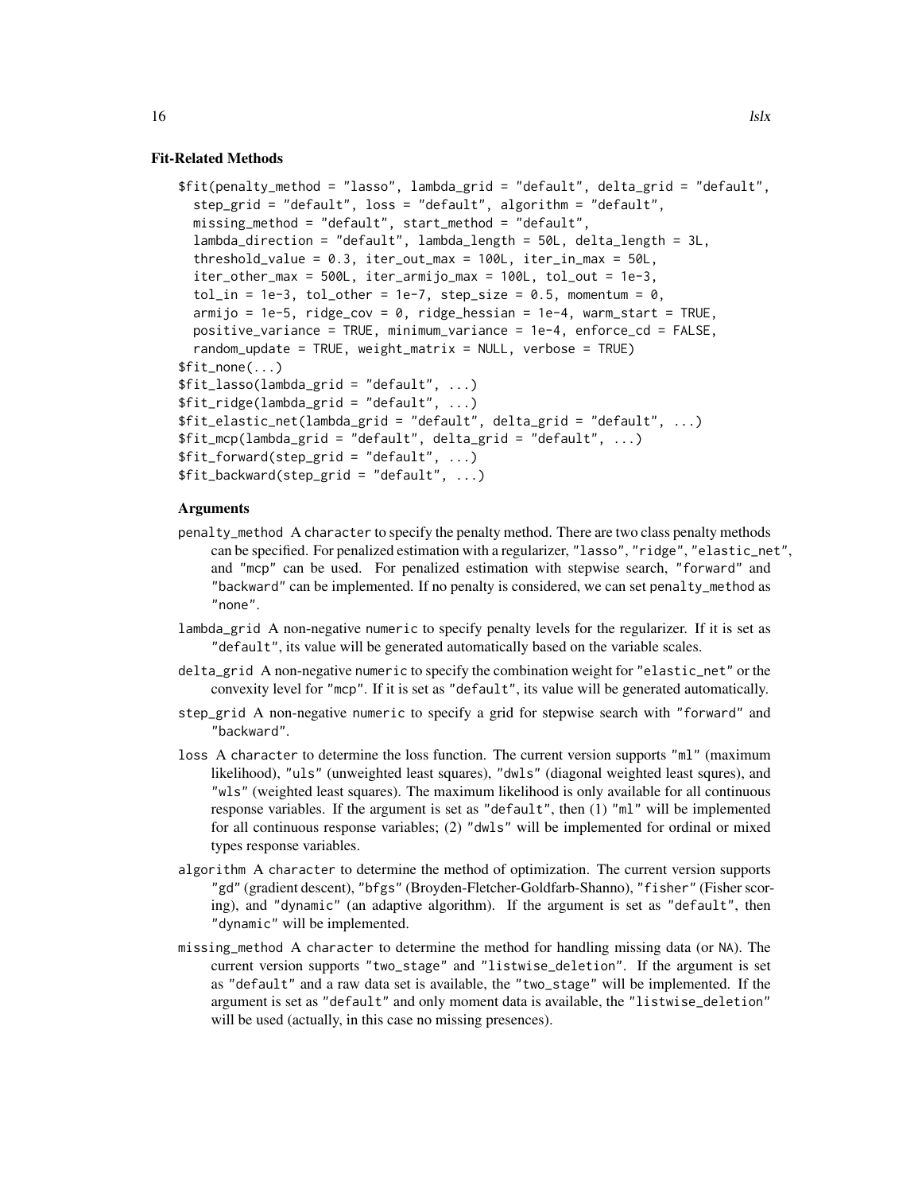### Fit-Related Methods

```
$fit(penalty_method = "lasso", lambda_grid = "default", delta_grid = "default",
  step_grid = "default", loss = "default", algorithm = "default",
  missing_method = "default", start_method = "default",
  lambda_direction = "default", lambda_length = 50L, delta_length = 3L,
  threshold_value = 0.3, iter_out_max = 100L, iter_in_max = 50L,
  iter_other_max = 500L, iter_armijo_max = 100L, tol_out = 1e-3,
  tol_in = 1e-3, tol_other = 1e-7, step_size = 0.5, momentum = 0,
  armijo = 1e-5, ridge_cov = 0, ridge_hessian = 1e-4, warm_start = TRUE,
  positive_variance = TRUE, minimum_variance = 1e-4, enforce_cd = FALSE,
  random_update = TRUE, weight_matrix = NULL, verbose = TRUE)
$fit_none(...)
$fit_lasso(lambda_grid = "default", ...)
$fit_ridge(lambda_grid = "default", ...)
$fit_elastic_net(lambda_grid = "default", delta_grid = "default", ...)
$fit_mcp(lambda_grid = "default", delta_grid = "default", ...)
$fit_forward(step_grid = "default", ...)
$fit_backward(step_grid = "default", ...)
```

#### Arguments

- `penalty_method` A `character` to specify the penalty method. There are two class penalty methods can be specified. For penalized estimation with a regularizer, `"lasso"`, `"ridge"`, `"elastic_net"`, and `"mcp"` can be used. For penalized estimation with stepwise search, `"forward"` and `"backward"` can be implemented. If no penalty is considered, we can set `penalty_method` as `"none"`.
- `lambda_grid` A non-negative `numeric` to specify penalty levels for the regularizer. If it is set as `"default"`, its value will be generated automatically based on the variable scales.
- `delta_grid` A non-negative `numeric` to specify the combination weight for `"elastic_net"` or the convexity level for `"mcp"`. If it is set as `"default"`, its value will be generated automatically.
- `step_grid` A non-negative `numeric` to specify a grid for stepwise search with `"forward"` and `"backward"`.
- `loss` A `character` to determine the loss function. The current version supports `"ml"` (maximum likelihood), `"uls"` (unweighted least squares), `"dwls"` (diagonal weighted least squres), and `"wls"` (weighted least squares). The maximum likelihood is only available for all continuous response variables. If the argument is set as `"default"`, then (1) `"ml"` will be implemented for all continuous response variables; (2) `"dwls"` will be implemented for ordinal or mixed types response variables.
- `algorithm` A `character` to determine the method of optimization. The current version supports `"gd"` (gradient descent), `"bfgs"` (Broyden-Fletcher-Goldfarb-Shanno), `"fisher"` (Fisher scoring), and `"dynamic"` (an adaptive algorithm). If the argument is set as `"default"`, then `"dynamic"` will be implemented.
- `missing_method` A `character` to determine the method for handling missing data (or `NA`). The current version supports `"two_stage"` and `"listwise_deletion"`. If the argument is set as `"default"` and a raw data set is available, the `"two_stage"` will be implemented. If the argument is set as `"default"` and only moment data is available, the `"listwise_deletion"` will be used (actually, in this case no missing presences).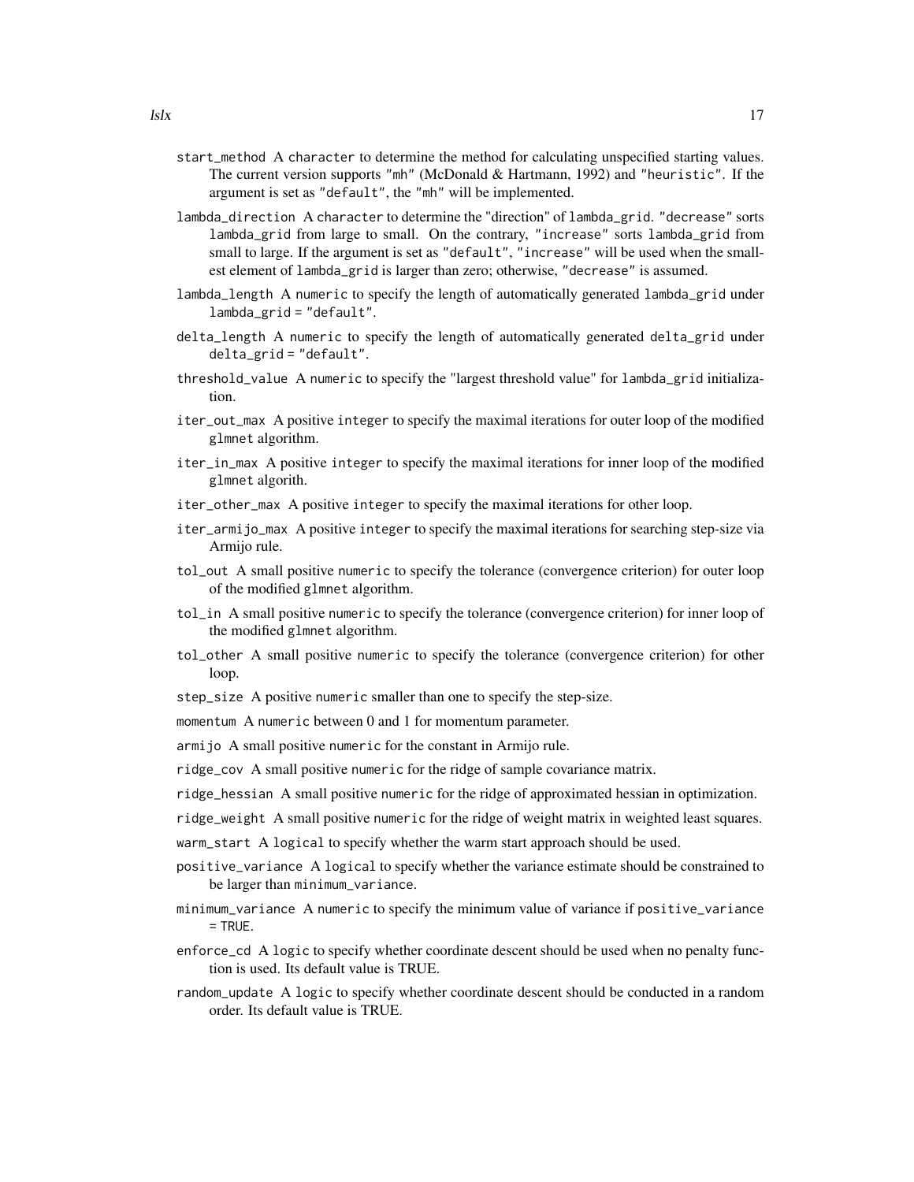start_method A character to determine the method for calculating unspecified starting values. The current version supports "mh" (McDonald & Hartmann, 1992) and "heuristic". If the argument is set as "default", the "mh" will be implemented.

lambda_direction A character to determine the "direction" of lambda_grid. "decrease" sorts lambda_grid from large to small. On the contrary, "increase" sorts lambda_grid from small to large. If the argument is set as "default", "increase" will be used when the smallest element of lambda_grid is larger than zero; otherwise, "decrease" is assumed.

lambda_length A numeric to specify the length of automatically generated lambda_grid under lambda_grid = "default".

delta_length A numeric to specify the length of automatically generated delta_grid under delta_grid = "default".

threshold_value A numeric to specify the "largest threshold value" for lambda_grid initialization.

iter_out_max A positive integer to specify the maximal iterations for outer loop of the modified glmnet algorithm.

iter_in_max A positive integer to specify the maximal iterations for inner loop of the modified glmnet algorith.

iter_other_max A positive integer to specify the maximal iterations for other loop.

iter_armijo_max A positive integer to specify the maximal iterations for searching step-size via Armijo rule.

tol_out A small positive numeric to specify the tolerance (convergence criterion) for outer loop of the modified glmnet algorithm.

tol_in A small positive numeric to specify the tolerance (convergence criterion) for inner loop of the modified glmnet algorithm.

tol_other A small positive numeric to specify the tolerance (convergence criterion) for other loop.

step_size A positive numeric smaller than one to specify the step-size.

momentum A numeric between 0 and 1 for momentum parameter.

armijo A small positive numeric for the constant in Armijo rule.

ridge_cov A small positive numeric for the ridge of sample covariance matrix.

ridge_hessian A small positive numeric for the ridge of approximated hessian in optimization.

ridge_weight A small positive numeric for the ridge of weight matrix in weighted least squares.

warm_start A logical to specify whether the warm start approach should be used.

positive_variance A logical to specify whether the variance estimate should be constrained to be larger than minimum_variance.

minimum_variance A numeric to specify the minimum value of variance if positive_variance = TRUE.

enforce_cd A logic to specify whether coordinate descent should be used when no penalty function is used. Its default value is TRUE.

random_update A logic to specify whether coordinate descent should be conducted in a random order. Its default value is TRUE.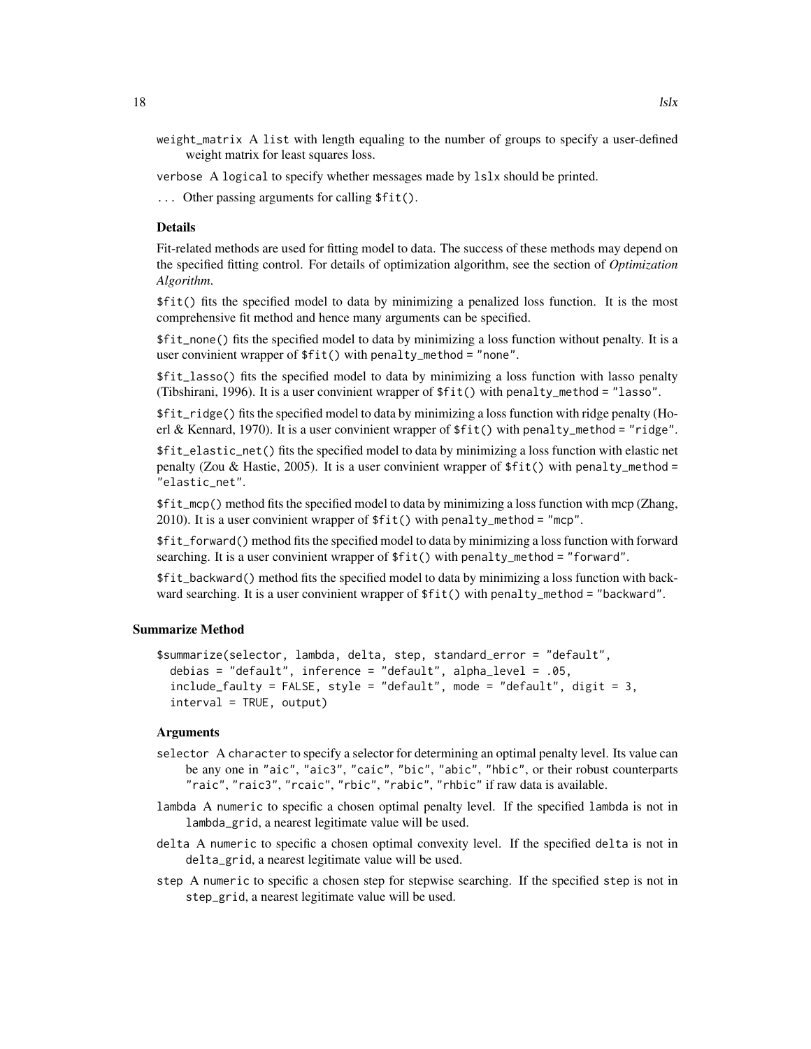weight_matrix A list with length equaling to the number of groups to specify a user-defined weight matrix for least squares loss.

verbose A logical to specify whether messages made by lslx should be printed.

... Other passing arguments for calling $fit().

### Details

Fit-related methods are used for fitting model to data. The success of these methods may depend on the specified fitting control. For details of optimization algorithm, see the section of *Optimization Algorithm*.

$fit() fits the specified model to data by minimizing a penalized loss function. It is the most comprehensive fit method and hence many arguments can be specified.

$fit_none() fits the specified model to data by minimizing a loss function without penalty. It is a user convinient wrapper of $fit() with penalty_method = "none".

$fit_lasso() fits the specified model to data by minimizing a loss function with lasso penalty (Tibshirani, 1996). It is a user convinient wrapper of $fit() with penalty_method = "lasso".

$fit_ridge() fits the specified model to data by minimizing a loss function with ridge penalty (Hoerl & Kennard, 1970). It is a user convinient wrapper of $fit() with penalty_method = "ridge".

$fit_elastic_net() fits the specified model to data by minimizing a loss function with elastic net penalty (Zou & Hastie, 2005). It is a user convinient wrapper of $fit() with penalty_method = "elastic_net".

$fit_mcp() method fits the specified model to data by minimizing a loss function with mcp (Zhang, 2010). It is a user convinient wrapper of $fit() with penalty_method = "mcp".

$fit_forward() method fits the specified model to data by minimizing a loss function with forward searching. It is a user convinient wrapper of $fit() with penalty_method = "forward".

$fit_backward() method fits the specified model to data by minimizing a loss function with backward searching. It is a user convinient wrapper of $fit() with penalty_method = "backward".

## Summarize Method

```
$summarize(selector, lambda, delta, step, standard_error = "default",
  debias = "default", inference = "default", alpha_level = .05,
  include_faulty = FALSE, style = "default", mode = "default", digit = 3,
  interval = TRUE, output)
```

### Arguments

selector A character to specify a selector for determining an optimal penalty level. Its value can be any one in "aic", "aic3", "caic", "bic", "abic", "hbic", or their robust counterparts "raic", "raic3", "rcaic", "rbic", "rabic", "rhbic" if raw data is available.

lambda A numeric to specific a chosen optimal penalty level. If the specified lambda is not in lambda_grid, a nearest legitimate value will be used.

delta A numeric to specific a chosen optimal convexity level. If the specified delta is not in delta_grid, a nearest legitimate value will be used.

step A numeric to specific a chosen step for stepwise searching. If the specified step is not in step_grid, a nearest legitimate value will be used.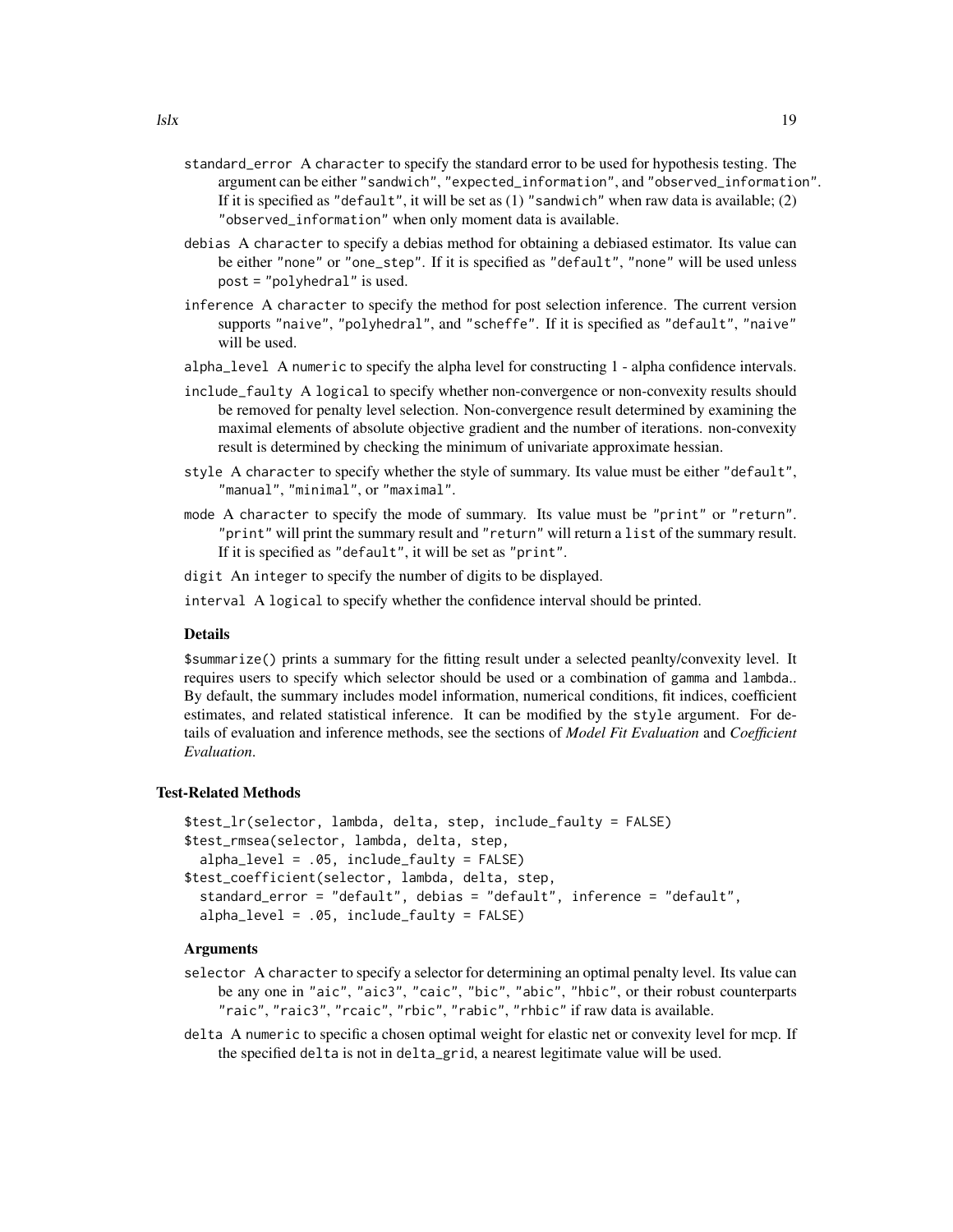- `standard_error` A `character` to specify the standard error to be used for hypothesis testing. The argument can be either `"sandwich"`, `"expected_information"`, and `"observed_information"`. If it is specified as `"default"`, it will be set as (1) `"sandwich"` when raw data is available; (2) `"observed_information"` when only moment data is available.
- `debias` A `character` to specify a debias method for obtaining a debiased estimator. Its value can be either `"none"` or `"one_step"`. If it is specified as `"default"`, `"none"` will be used unless `post = "polyhedral"` is used.
- `inference` A `character` to specify the method for post selection inference. The current version supports `"naive"`, `"polyhedral"`, and `"scheffe"`. If it is specified as `"default"`, `"naive"` will be used.
- `alpha_level` A `numeric` to specify the alpha level for constructing 1 - alpha confidence intervals.
- `include_faulty` A `logical` to specify whether non-convergence or non-convexity results should be removed for penalty level selection. Non-convergence result determined by examining the maximal elements of absolute objective gradient and the number of iterations. non-convexity result is determined by checking the minimum of univariate approximate hessian.
- `style` A `character` to specify whether the style of summary. Its value must be either `"default"`, `"manual"`, `"minimal"`, or `"maximal"`.
- `mode` A `character` to specify the mode of summary. Its value must be `"print"` or `"return"`. `"print"` will print the summary result and `"return"` will return a `list` of the summary result. If it is specified as `"default"`, it will be set as `"print"`.
- `digit` An `integer` to specify the number of digits to be displayed.
- `interval` A `logical` to specify whether the confidence interval should be printed.

### Details

`$summarize()` prints a summary for the fitting result under a selected peanlty/convexity level. It requires users to specify which selector should be used or a combination of `gamma` and `lambda`.. By default, the summary includes model information, numerical conditions, fit indices, coefficient estimates, and related statistical inference. It can be modified by the `style` argument. For details of evaluation and inference methods, see the sections of *Model Fit Evaluation* and *Coefficient Evaluation*.

## Test-Related Methods

```
$test_lr(selector, lambda, delta, step, include_faulty = FALSE)
$test_rmsea(selector, lambda, delta, step,
  alpha_level = .05, include_faulty = FALSE)
$test_coefficient(selector, lambda, delta, step,
  standard_error = "default", debias = "default", inference = "default",
  alpha_level = .05, include_faulty = FALSE)
```

### Arguments

- `selector` A `character` to specify a selector for determining an optimal penalty level. Its value can be any one in `"aic"`, `"aic3"`, `"caic"`, `"bic"`, `"abic"`, `"hbic"`, or their robust counterparts `"raic"`, `"raic3"`, `"rcaic"`, `"rbic"`, `"rabic"`, `"rhbic"` if raw data is available.
- `delta` A `numeric` to specific a chosen optimal weight for elastic net or convexity level for mcp. If the specified `delta` is not in `delta_grid`, a nearest legitimate value will be used.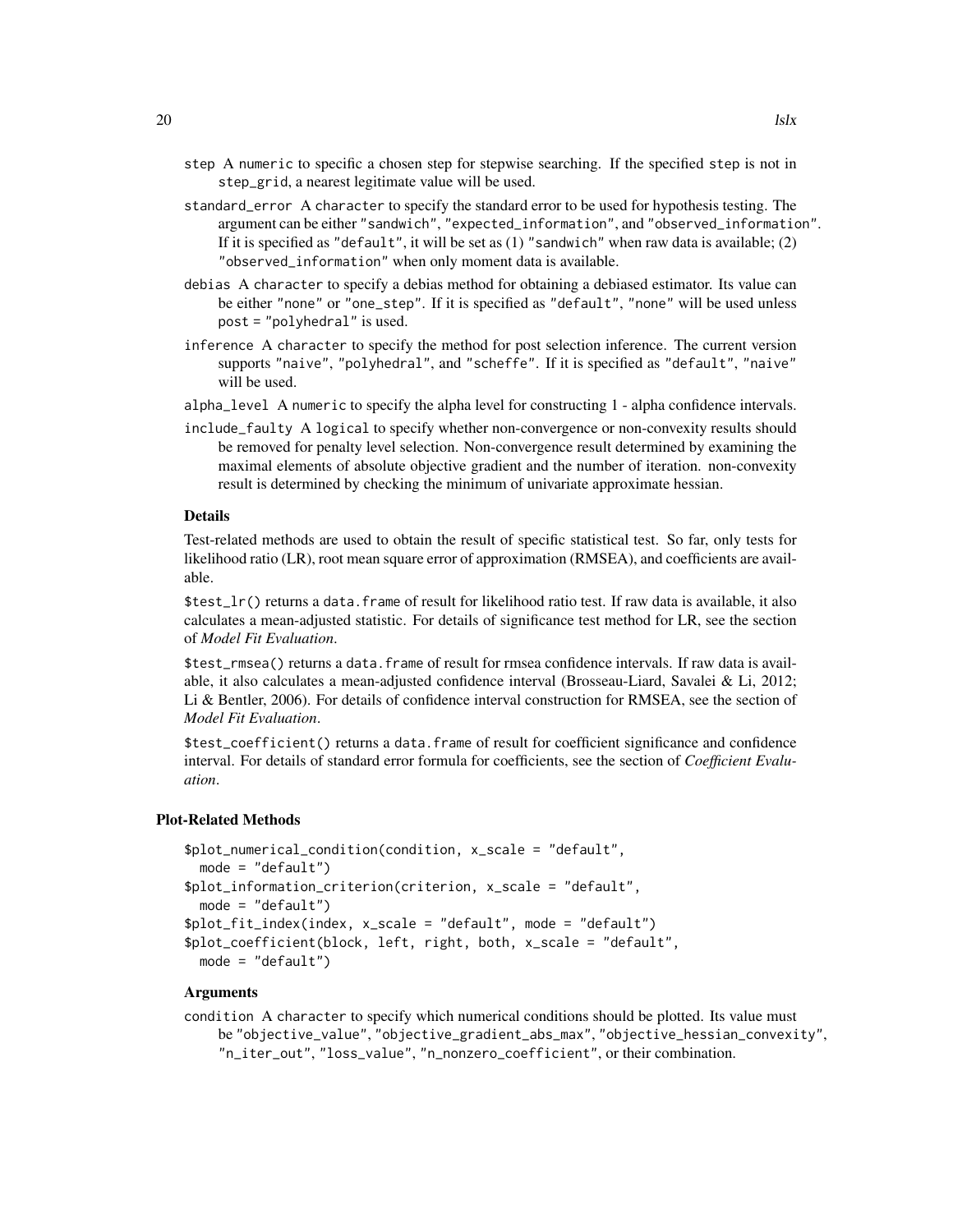step A numeric to specific a chosen step for stepwise searching. If the specified step is not in step_grid, a nearest legitimate value will be used.

standard_error A character to specify the standard error to be used for hypothesis testing. The argument can be either "sandwich", "expected_information", and "observed_information". If it is specified as "default", it will be set as (1) "sandwich" when raw data is available; (2) "observed_information" when only moment data is available.

debias A character to specify a debias method for obtaining a debiased estimator. Its value can be either "none" or "one_step". If it is specified as "default", "none" will be used unless post = "polyhedral" is used.

inference A character to specify the method for post selection inference. The current version supports "naive", "polyhedral", and "scheffe". If it is specified as "default", "naive" will be used.

alpha_level A numeric to specify the alpha level for constructing 1 - alpha confidence intervals.

include_faulty A logical to specify whether non-convergence or non-convexity results should be removed for penalty level selection. Non-convergence result determined by examining the maximal elements of absolute objective gradient and the number of iteration. non-convexity result is determined by checking the minimum of univariate approximate hessian.

**Details**

Test-related methods are used to obtain the result of specific statistical test. So far, only tests for likelihood ratio (LR), root mean square error of approximation (RMSEA), and coefficients are available.

$test_lr() returns a data.frame of result for likelihood ratio test. If raw data is available, it also calculates a mean-adjusted statistic. For details of significance test method for LR, see the section of *Model Fit Evaluation*.

$test_rmsea() returns a data.frame of result for rmsea confidence intervals. If raw data is available, it also calculates a mean-adjusted confidence interval (Brosseau-Liard, Savalei & Li, 2012; Li & Bentler, 2006). For details of confidence interval construction for RMSEA, see the section of *Model Fit Evaluation*.

$test_coefficient() returns a data.frame of result for coefficient significance and confidence interval. For details of standard error formula for coefficients, see the section of *Coefficient Evaluation*.

## Plot-Related Methods

```
$plot_numerical_condition(condition, x_scale = "default",
  mode = "default")
$plot_information_criterion(criterion, x_scale = "default",
  mode = "default")
$plot_fit_index(index, x_scale = "default", mode = "default")
$plot_coefficient(block, left, right, both, x_scale = "default",
  mode = "default")
```

**Arguments**

condition A character to specify which numerical conditions should be plotted. Its value must be "objective_value", "objective_gradient_abs_max", "objective_hessian_convexity", "n_iter_out", "loss_value", "n_nonzero_coefficient", or their combination.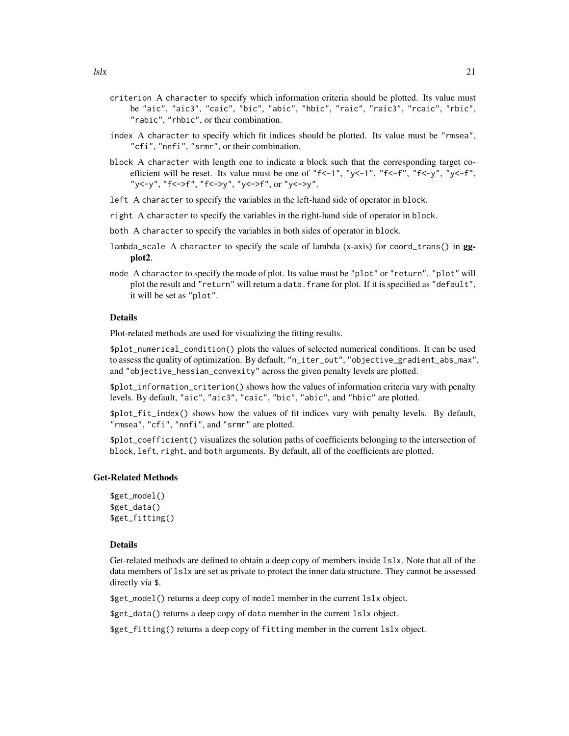criterion A character to specify which information criteria should be plotted. Its value must be "aic", "aic3", "caic", "bic", "abic", "hbic", "raic", "raic3", "rcaic", "rbic", "rabic", "rhbic", or their combination.

index A character to specify which fit indices should be plotted. Its value must be "rmsea", "cfi", "nnfi", "srmr", or their combination.

block A character with length one to indicate a block such that the corresponding target coefficient will be reset. Its value must be one of "f<-1", "y<-1", "f<-f", "f<-y", "y<-f", "y<-y", "f<->f", "f<->y", "y<->f", or "y<->y".

left A character to specify the variables in the left-hand side of operator in block.

right A character to specify the variables in the right-hand side of operator in block.

both A character to specify the variables in both sides of operator in block.

lambda_scale A character to specify the scale of lambda (x-axis) for coord_trans() in **ggplot2**.

mode A character to specify the mode of plot. Its value must be "plot" or "return". "plot" will plot the result and "return" will return a data.frame for plot. If it is specified as "default", it will be set as "plot".

### Details

Plot-related methods are used for visualizing the fitting results.

$plot_numerical_condition() plots the values of selected numerical conditions. It can be used to assess the quality of optimization. By default, "n_iter_out", "objective_gradient_abs_max", and "objective_hessian_convexity" across the given penalty levels are plotted.

$plot_information_criterion() shows how the values of information criteria vary with penalty levels. By default, "aic", "aic3", "caic", "bic", "abic", and "hbic" are plotted.

$plot_fit_index() shows how the values of fit indices vary with penalty levels. By default, "rmsea", "cfi", "nnfi", and "srmr" are plotted.

$plot_coefficient() visualizes the solution paths of coefficients belonging to the intersection of block, left, right, and both arguments. By default, all of the coefficients are plotted.

## Get-Related Methods

```
$get_model()
$get_data()
$get_fitting()
```

### Details

Get-related methods are defined to obtain a deep copy of members inside lslx. Note that all of the data members of lslx are set as private to protect the inner data structure. They cannot be assessed directly via $.

$get_model() returns a deep copy of model member in the current lslx object.

$get_data() returns a deep copy of data member in the current lslx object.

$get_fitting() returns a deep copy of fitting member in the current lslx object.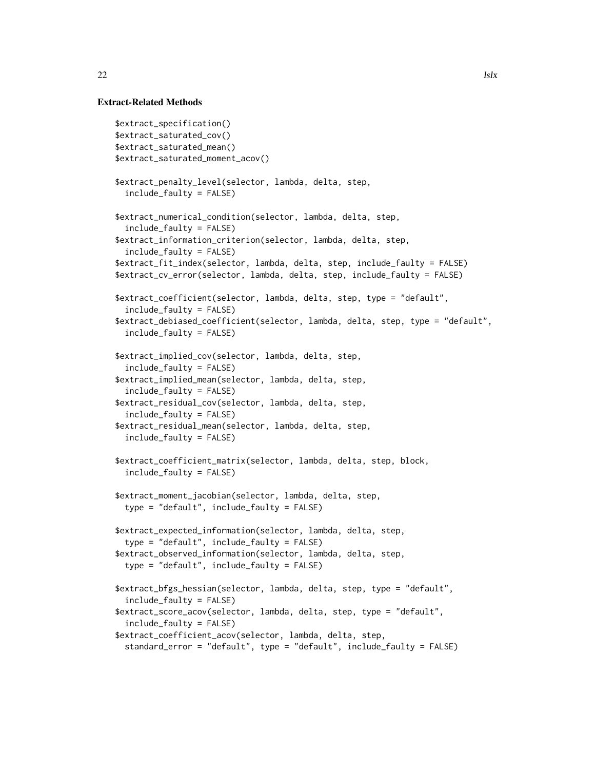### Extract-Related Methods

```
$extract_specification()
$extract_saturated_cov()
$extract_saturated_mean()
$extract_saturated_moment_acov()

$extract_penalty_level(selector, lambda, delta, step,
  include_faulty = FALSE)

$extract_numerical_condition(selector, lambda, delta, step,
  include_faulty = FALSE)
$extract_information_criterion(selector, lambda, delta, step,
  include_faulty = FALSE)
$extract_fit_index(selector, lambda, delta, step, include_faulty = FALSE)
$extract_cv_error(selector, lambda, delta, step, include_faulty = FALSE)

$extract_coefficient(selector, lambda, delta, step, type = "default",
  include_faulty = FALSE)
$extract_debiased_coefficient(selector, lambda, delta, step, type = "default",
  include_faulty = FALSE)

$extract_implied_cov(selector, lambda, delta, step,
  include_faulty = FALSE)
$extract_implied_mean(selector, lambda, delta, step,
  include_faulty = FALSE)
$extract_residual_cov(selector, lambda, delta, step,
  include_faulty = FALSE)
$extract_residual_mean(selector, lambda, delta, step,
  include_faulty = FALSE)

$extract_coefficient_matrix(selector, lambda, delta, step, block,
  include_faulty = FALSE)

$extract_moment_jacobian(selector, lambda, delta, step,
  type = "default", include_faulty = FALSE)

$extract_expected_information(selector, lambda, delta, step,
  type = "default", include_faulty = FALSE)
$extract_observed_information(selector, lambda, delta, step,
  type = "default", include_faulty = FALSE)

$extract_bfgs_hessian(selector, lambda, delta, step, type = "default",
  include_faulty = FALSE)
$extract_score_acov(selector, lambda, delta, step, type = "default",
  include_faulty = FALSE)
$extract_coefficient_acov(selector, lambda, delta, step,
  standard_error = "default", type = "default", include_faulty = FALSE)
```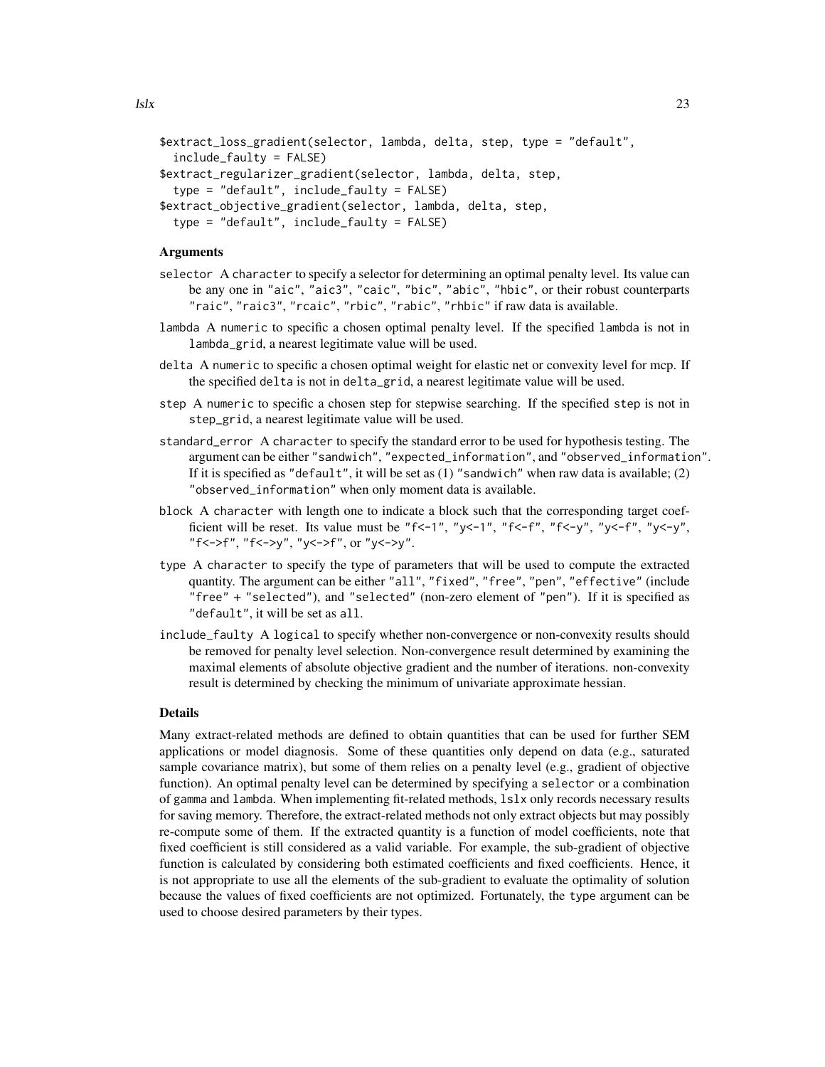```
$extract_loss_gradient(selector, lambda, delta, step, type = "default",
  include_faulty = FALSE)
$extract_regularizer_gradient(selector, lambda, delta, step,
  type = "default", include_faulty = FALSE)
$extract_objective_gradient(selector, lambda, delta, step,
  type = "default", include_faulty = FALSE)
```

### Arguments

- `selector` A `character` to specify a selector for determining an optimal penalty level. Its value can be any one in `"aic"`, `"aic3"`, `"caic"`, `"bic"`, `"abic"`, `"hbic"`, or their robust counterparts `"raic"`, `"raic3"`, `"rcaic"`, `"rbic"`, `"rabic"`, `"rhbic"` if raw data is available.
- `lambda` A `numeric` to specific a chosen optimal penalty level. If the specified `lambda` is not in `lambda_grid`, a nearest legitimate value will be used.
- `delta` A `numeric` to specific a chosen optimal weight for elastic net or convexity level for mcp. If the specified `delta` is not in `delta_grid`, a nearest legitimate value will be used.
- `step` A `numeric` to specific a chosen step for stepwise searching. If the specified `step` is not in `step_grid`, a nearest legitimate value will be used.
- `standard_error` A `character` to specify the standard error to be used for hypothesis testing. The argument can be either `"sandwich"`, `"expected_information"`, and `"observed_information"`. If it is specified as `"default"`, it will be set as (1) `"sandwich"` when raw data is available; (2) `"observed_information"` when only moment data is available.
- `block` A `character` with length one to indicate a block such that the corresponding target coefficient will be reset. Its value must be `"f<-1"`, `"y<-1"`, `"f<-f"`, `"f<-y"`, `"y<-f"`, `"y<-y"`, `"f<->f"`, `"f<->y"`, `"y<->f"`, or `"y<->y"`.
- `type` A `character` to specify the type of parameters that will be used to compute the extracted quantity. The argument can be either `"all"`, `"fixed"`, `"free"`, `"pen"`, `"effective"` (include `"free"` + `"selected"`), and `"selected"` (non-zero element of `"pen"`). If it is specified as `"default"`, it will be set as `all`.
- `include_faulty` A `logical` to specify whether non-convergence or non-convexity results should be removed for penalty level selection. Non-convergence result determined by examining the maximal elements of absolute objective gradient and the number of iterations. non-convexity result is determined by checking the minimum of univariate approximate hessian.

### Details

Many extract-related methods are defined to obtain quantities that can be used for further SEM applications or model diagnosis. Some of these quantities only depend on data (e.g., saturated sample covariance matrix), but some of them relies on a penalty level (e.g., gradient of objective function). An optimal penalty level can be determined by specifying a `selector` or a combination of `gamma` and `lambda`. When implementing fit-related methods, `lslx` only records necessary results for saving memory. Therefore, the extract-related methods not only extract objects but may possibly re-compute some of them. If the extracted quantity is a function of model coefficients, note that fixed coefficient is still considered as a valid variable. For example, the sub-gradient of objective function is calculated by considering both estimated coefficients and fixed coefficients. Hence, it is not appropriate to use all the elements of the sub-gradient to evaluate the optimality of solution because the values of fixed coefficients are not optimized. Fortunately, the `type` argument can be used to choose desired parameters by their types.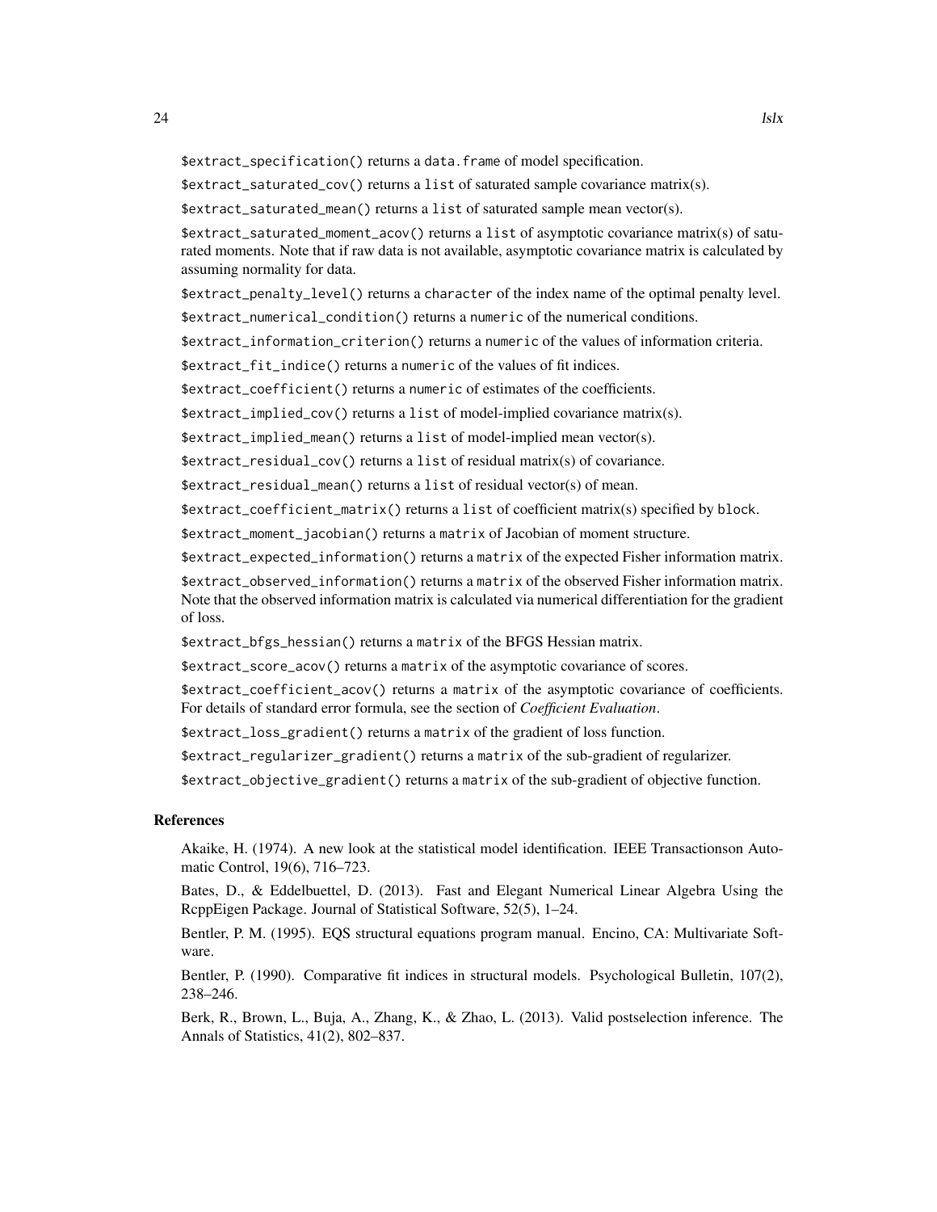`$extract_specification()` returns a `data.frame` of model specification.

`$extract_saturated_cov()` returns a `list` of saturated sample covariance matrix(s).

`$extract_saturated_mean()` returns a `list` of saturated sample mean vector(s).

`$extract_saturated_moment_acov()` returns a `list` of asymptotic covariance matrix(s) of saturated moments. Note that if raw data is not available, asymptotic covariance matrix is calculated by assuming normality for data.

`$extract_penalty_level()` returns a `character` of the index name of the optimal penalty level.

`$extract_numerical_condition()` returns a `numeric` of the numerical conditions.

`$extract_information_criterion()` returns a `numeric` of the values of information criteria.

`$extract_fit_indice()` returns a `numeric` of the values of fit indices.

`$extract_coefficient()` returns a `numeric` of estimates of the coefficients.

`$extract_implied_cov()` returns a `list` of model-implied covariance matrix(s).

`$extract_implied_mean()` returns a `list` of model-implied mean vector(s).

`$extract_residual_cov()` returns a `list` of residual matrix(s) of covariance.

`$extract_residual_mean()` returns a `list` of residual vector(s) of mean.

`$extract_coefficient_matrix()` returns a `list` of coefficient matrix(s) specified by `block`.

`$extract_moment_jacobian()` returns a `matrix` of Jacobian of moment structure.

`$extract_expected_information()` returns a `matrix` of the expected Fisher information matrix.

`$extract_observed_information()` returns a `matrix` of the observed Fisher information matrix. Note that the observed information matrix is calculated via numerical differentiation for the gradient of loss.

`$extract_bfgs_hessian()` returns a `matrix` of the BFGS Hessian matrix.

`$extract_score_acov()` returns a `matrix` of the asymptotic covariance of scores.

`$extract_coefficient_acov()` returns a `matrix` of the asymptotic covariance of coefficients. For details of standard error formula, see the section of *Coefficient Evaluation*.

`$extract_loss_gradient()` returns a `matrix` of the gradient of loss function.

`$extract_regularizer_gradient()` returns a `matrix` of the sub-gradient of regularizer.

`$extract_objective_gradient()` returns a `matrix` of the sub-gradient of objective function.

## References

Akaike, H. (1974). A new look at the statistical model identification. IEEE Transactionson Automatic Control, 19(6), 716–723.

Bates, D., & Eddelbuettel, D. (2013). Fast and Elegant Numerical Linear Algebra Using the RcppEigen Package. Journal of Statistical Software, 52(5), 1–24.

Bentler, P. M. (1995). EQS structural equations program manual. Encino, CA: Multivariate Software.

Bentler, P. (1990). Comparative fit indices in structural models. Psychological Bulletin, 107(2), 238–246.

Berk, R., Brown, L., Buja, A., Zhang, K., & Zhao, L. (2013). Valid postselection inference. The Annals of Statistics, 41(2), 802–837.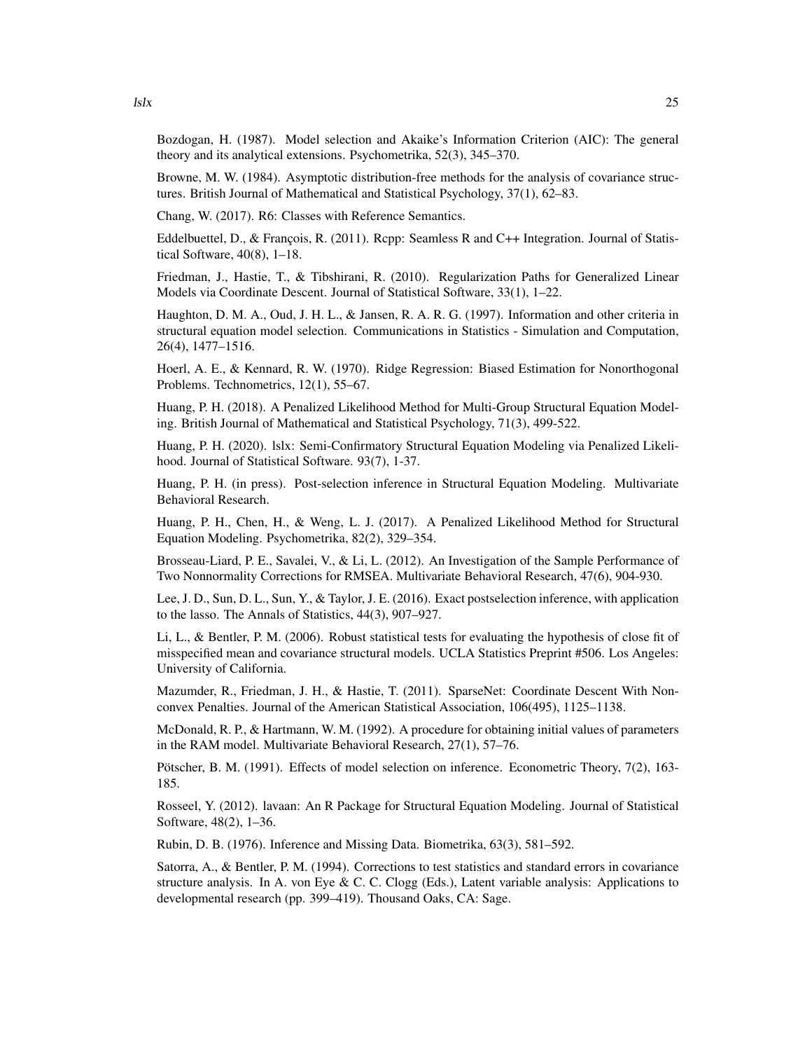Bozdogan, H. (1987). Model selection and Akaike's Information Criterion (AIC): The general theory and its analytical extensions. Psychometrika, 52(3), 345–370.

Browne, M. W. (1984). Asymptotic distribution-free methods for the analysis of covariance structures. British Journal of Mathematical and Statistical Psychology, 37(1), 62–83.

Chang, W. (2017). R6: Classes with Reference Semantics.

Eddelbuettel, D., & François, R. (2011). Rcpp: Seamless R and C++ Integration. Journal of Statistical Software, 40(8), 1–18.

Friedman, J., Hastie, T., & Tibshirani, R. (2010). Regularization Paths for Generalized Linear Models via Coordinate Descent. Journal of Statistical Software, 33(1), 1–22.

Haughton, D. M. A., Oud, J. H. L., & Jansen, R. A. R. G. (1997). Information and other criteria in structural equation model selection. Communications in Statistics - Simulation and Computation, 26(4), 1477–1516.

Hoerl, A. E., & Kennard, R. W. (1970). Ridge Regression: Biased Estimation for Nonorthogonal Problems. Technometrics, 12(1), 55–67.

Huang, P. H. (2018). A Penalized Likelihood Method for Multi-Group Structural Equation Modeling. British Journal of Mathematical and Statistical Psychology, 71(3), 499-522.

Huang, P. H. (2020). lslx: Semi-Confirmatory Structural Equation Modeling via Penalized Likelihood. Journal of Statistical Software. 93(7), 1-37.

Huang, P. H. (in press). Post-selection inference in Structural Equation Modeling. Multivariate Behavioral Research.

Huang, P. H., Chen, H., & Weng, L. J. (2017). A Penalized Likelihood Method for Structural Equation Modeling. Psychometrika, 82(2), 329–354.

Brosseau-Liard, P. E., Savalei, V., & Li, L. (2012). An Investigation of the Sample Performance of Two Nonnormality Corrections for RMSEA. Multivariate Behavioral Research, 47(6), 904-930.

Lee, J. D., Sun, D. L., Sun, Y., & Taylor, J. E. (2016). Exact postselection inference, with application to the lasso. The Annals of Statistics, 44(3), 907–927.

Li, L., & Bentler, P. M. (2006). Robust statistical tests for evaluating the hypothesis of close fit of misspecified mean and covariance structural models. UCLA Statistics Preprint #506. Los Angeles: University of California.

Mazumder, R., Friedman, J. H., & Hastie, T. (2011). SparseNet: Coordinate Descent With Nonconvex Penalties. Journal of the American Statistical Association, 106(495), 1125–1138.

McDonald, R. P., & Hartmann, W. M. (1992). A procedure for obtaining initial values of parameters in the RAM model. Multivariate Behavioral Research, 27(1), 57–76.

Pötscher, B. M. (1991). Effects of model selection on inference. Econometric Theory, 7(2), 163-185.

Rosseel, Y. (2012). lavaan: An R Package for Structural Equation Modeling. Journal of Statistical Software, 48(2), 1–36.

Rubin, D. B. (1976). Inference and Missing Data. Biometrika, 63(3), 581–592.

Satorra, A., & Bentler, P. M. (1994). Corrections to test statistics and standard errors in covariance structure analysis. In A. von Eye & C. C. Clogg (Eds.), Latent variable analysis: Applications to developmental research (pp. 399–419). Thousand Oaks, CA: Sage.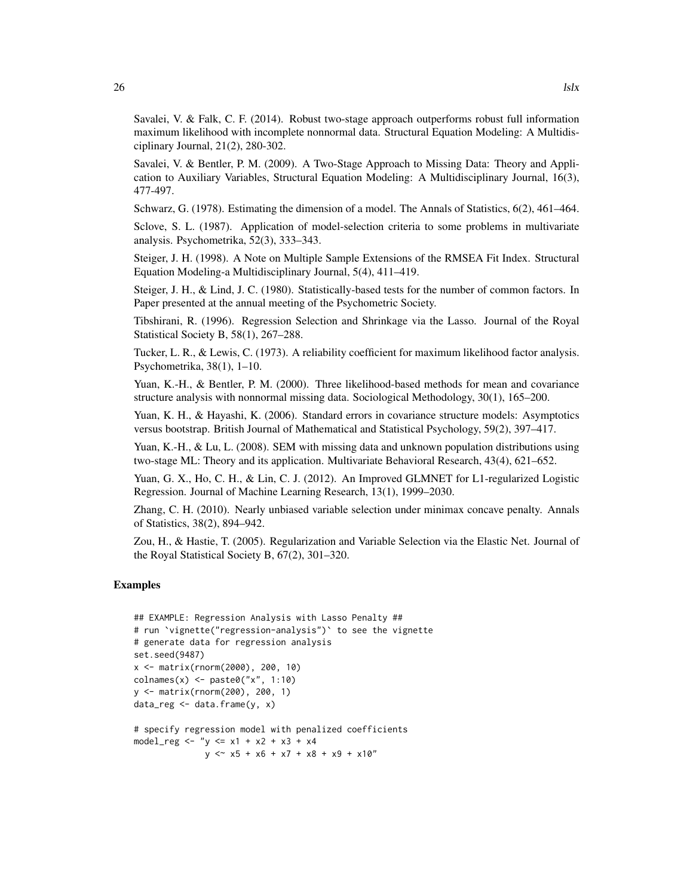Savalei, V. & Falk, C. F. (2014). Robust two-stage approach outperforms robust full information maximum likelihood with incomplete nonnormal data. Structural Equation Modeling: A Multidisciplinary Journal, 21(2), 280-302.

Savalei, V. & Bentler, P. M. (2009). A Two-Stage Approach to Missing Data: Theory and Application to Auxiliary Variables, Structural Equation Modeling: A Multidisciplinary Journal, 16(3), 477-497.

Schwarz, G. (1978). Estimating the dimension of a model. The Annals of Statistics, 6(2), 461–464.

Sclove, S. L. (1987). Application of model-selection criteria to some problems in multivariate analysis. Psychometrika, 52(3), 333–343.

Steiger, J. H. (1998). A Note on Multiple Sample Extensions of the RMSEA Fit Index. Structural Equation Modeling-a Multidisciplinary Journal, 5(4), 411–419.

Steiger, J. H., & Lind, J. C. (1980). Statistically-based tests for the number of common factors. In Paper presented at the annual meeting of the Psychometric Society.

Tibshirani, R. (1996). Regression Selection and Shrinkage via the Lasso. Journal of the Royal Statistical Society B, 58(1), 267–288.

Tucker, L. R., & Lewis, C. (1973). A reliability coefficient for maximum likelihood factor analysis. Psychometrika, 38(1), 1–10.

Yuan, K.-H., & Bentler, P. M. (2000). Three likelihood-based methods for mean and covariance structure analysis with nonnormal missing data. Sociological Methodology, 30(1), 165–200.

Yuan, K. H., & Hayashi, K. (2006). Standard errors in covariance structure models: Asymptotics versus bootstrap. British Journal of Mathematical and Statistical Psychology, 59(2), 397–417.

Yuan, K.-H., & Lu, L. (2008). SEM with missing data and unknown population distributions using two-stage ML: Theory and its application. Multivariate Behavioral Research, 43(4), 621–652.

Yuan, G. X., Ho, C. H., & Lin, C. J. (2012). An Improved GLMNET for L1-regularized Logistic Regression. Journal of Machine Learning Research, 13(1), 1999–2030.

Zhang, C. H. (2010). Nearly unbiased variable selection under minimax concave penalty. Annals of Statistics, 38(2), 894–942.

Zou, H., & Hastie, T. (2005). Regularization and Variable Selection via the Elastic Net. Journal of the Royal Statistical Society B, 67(2), 301–320.

## Examples

```
## EXAMPLE: Regression Analysis with Lasso Penalty ##
# run `vignette("regression-analysis")` to see the vignette
# generate data for regression analysis
set.seed(9487)
x <- matrix(rnorm(2000), 200, 10)
colnames(x) <- paste0("x", 1:10)
y <- matrix(rnorm(200), 200, 1)
data_reg <- data.frame(y, x)

# specify regression model with penalized coefficients
model_reg <- "y <= x1 + x2 + x3 + x4
              y <~ x5 + x6 + x7 + x8 + x9 + x10"
```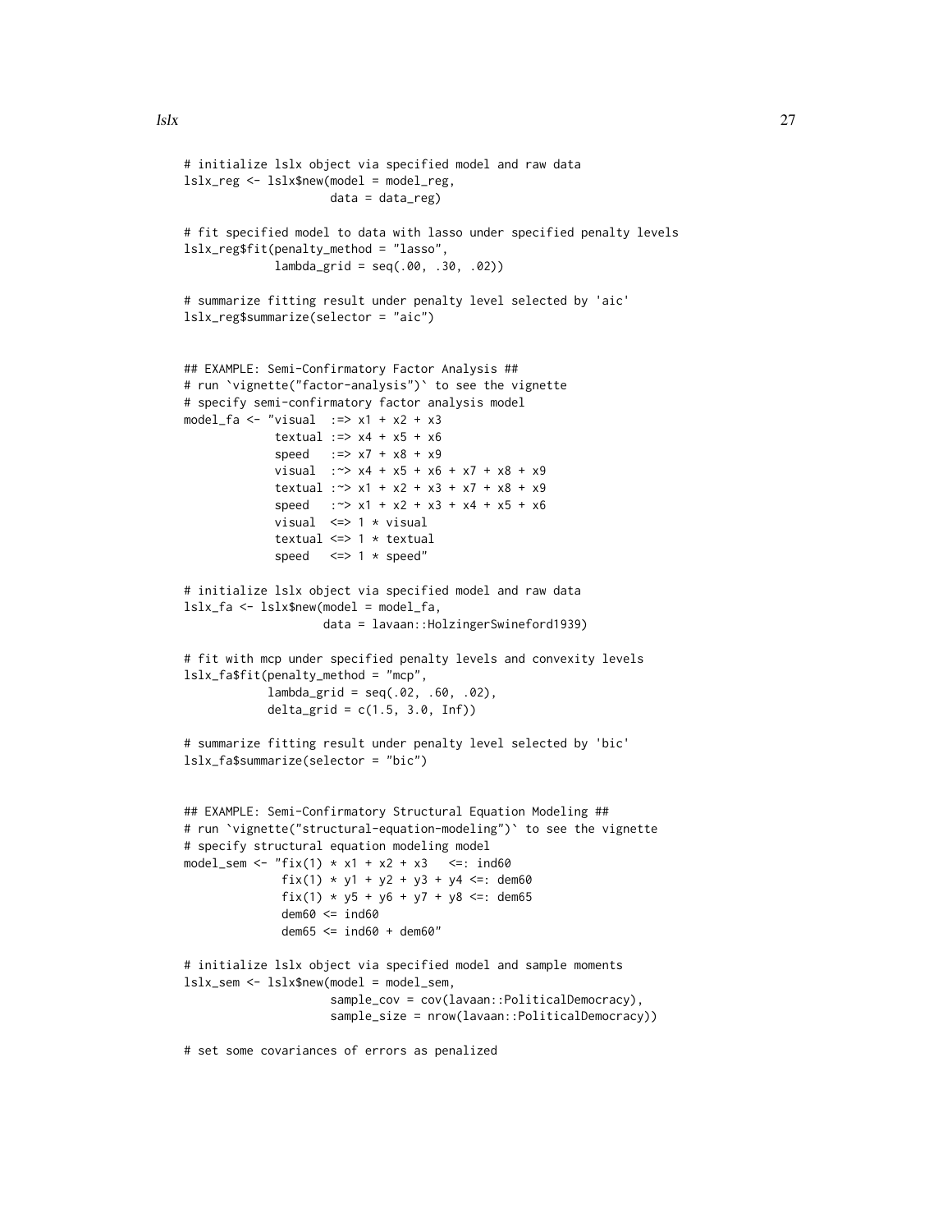```
# initialize lslx object via specified model and raw data
lslx_reg <- lslx$new(model = model_reg,
                     data = data_reg)

# fit specified model to data with lasso under specified penalty levels
lslx_reg$fit(penalty_method = "lasso",
             lambda_grid = seq(.00, .30, .02))

# summarize fitting result under penalty level selected by 'aic'
lslx_reg$summarize(selector = "aic")


## EXAMPLE: Semi-Confirmatory Factor Analysis ##
# run `vignette("factor-analysis")` to see the vignette
# specify semi-confirmatory factor analysis model
model_fa <- "visual  :=> x1 + x2 + x3
             textual :=> x4 + x5 + x6
             speed   :=> x7 + x8 + x9
             visual  :~> x4 + x5 + x6 + x7 + x8 + x9
             textual :~> x1 + x2 + x3 + x7 + x8 + x9
             speed   :~> x1 + x2 + x3 + x4 + x5 + x6
             visual  <=> 1 * visual
             textual <=> 1 * textual
             speed   <=> 1 * speed"

# initialize lslx object via specified model and raw data
lslx_fa <- lslx$new(model = model_fa,
                    data = lavaan::HolzingerSwineford1939)

# fit with mcp under specified penalty levels and convexity levels
lslx_fa$fit(penalty_method = "mcp",
            lambda_grid = seq(.02, .60, .02),
            delta_grid = c(1.5, 3.0, Inf))

# summarize fitting result under penalty level selected by 'bic'
lslx_fa$summarize(selector = "bic")


## EXAMPLE: Semi-Confirmatory Structural Equation Modeling ##
# run `vignette("structural-equation-modeling")` to see the vignette
# specify structural equation modeling model
model_sem <- "fix(1) * x1 + x2 + x3   <=: ind60
              fix(1) * y1 + y2 + y3 + y4 <=: dem60
              fix(1) * y5 + y6 + y7 + y8 <=: dem65
              dem60 <= ind60
              dem65 <= ind60 + dem60"

# initialize lslx object via specified model and sample moments
lslx_sem <- lslx$new(model = model_sem,
                     sample_cov = cov(lavaan::PoliticalDemocracy),
                     sample_size = nrow(lavaan::PoliticalDemocracy))

# set some covariances of errors as penalized
```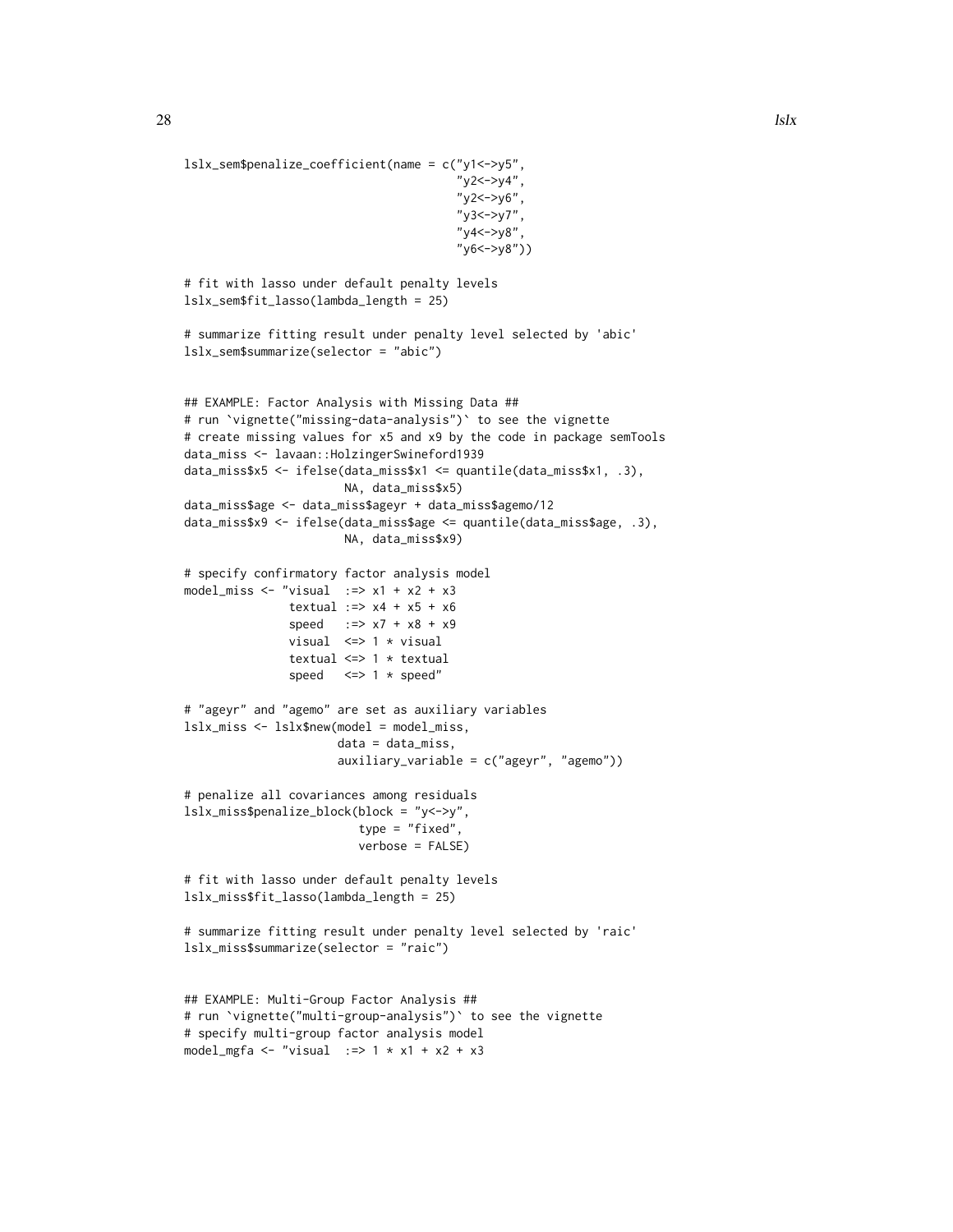```
lslx_sem$penalize_coefficient(name = c("y1<->y5",
                                       "y2<->y4",
                                       "y2<->y6",
                                       "y3<->y7",
                                       "y4<->y8",
                                       "y6<->y8"))

# fit with lasso under default penalty levels
lslx_sem$fit_lasso(lambda_length = 25)

# summarize fitting result under penalty level selected by 'abic'
lslx_sem$summarize(selector = "abic")


## EXAMPLE: Factor Analysis with Missing Data ##
# run `vignette("missing-data-analysis")` to see the vignette
# create missing values for x5 and x9 by the code in package semTools
data_miss <- lavaan::HolzingerSwineford1939
data_miss$x5 <- ifelse(data_miss$x1 <= quantile(data_miss$x1, .3),
                       NA, data_miss$x5)
data_miss$age <- data_miss$ageyr + data_miss$agemo/12
data_miss$x9 <- ifelse(data_miss$age <= quantile(data_miss$age, .3),
                       NA, data_miss$x9)

# specify confirmatory factor analysis model
model_miss <- "visual  :=> x1 + x2 + x3
               textual :=> x4 + x5 + x6
               speed   :=> x7 + x8 + x9
               visual  <=> 1 * visual
               textual <=> 1 * textual
               speed   <=> 1 * speed"

# "ageyr" and "agemo" are set as auxiliary variables
lslx_miss <- lslx$new(model = model_miss,
                      data = data_miss,
                      auxiliary_variable = c("ageyr", "agemo"))

# penalize all covariances among residuals
lslx_miss$penalize_block(block = "y<->y",
                         type = "fixed",
                         verbose = FALSE)

# fit with lasso under default penalty levels
lslx_miss$fit_lasso(lambda_length = 25)

# summarize fitting result under penalty level selected by 'raic'
lslx_miss$summarize(selector = "raic")


## EXAMPLE: Multi-Group Factor Analysis ##
# run `vignette("multi-group-analysis")` to see the vignette
# specify multi-group factor analysis model
model_mgfa <- "visual  :=> 1 * x1 + x2 + x3
```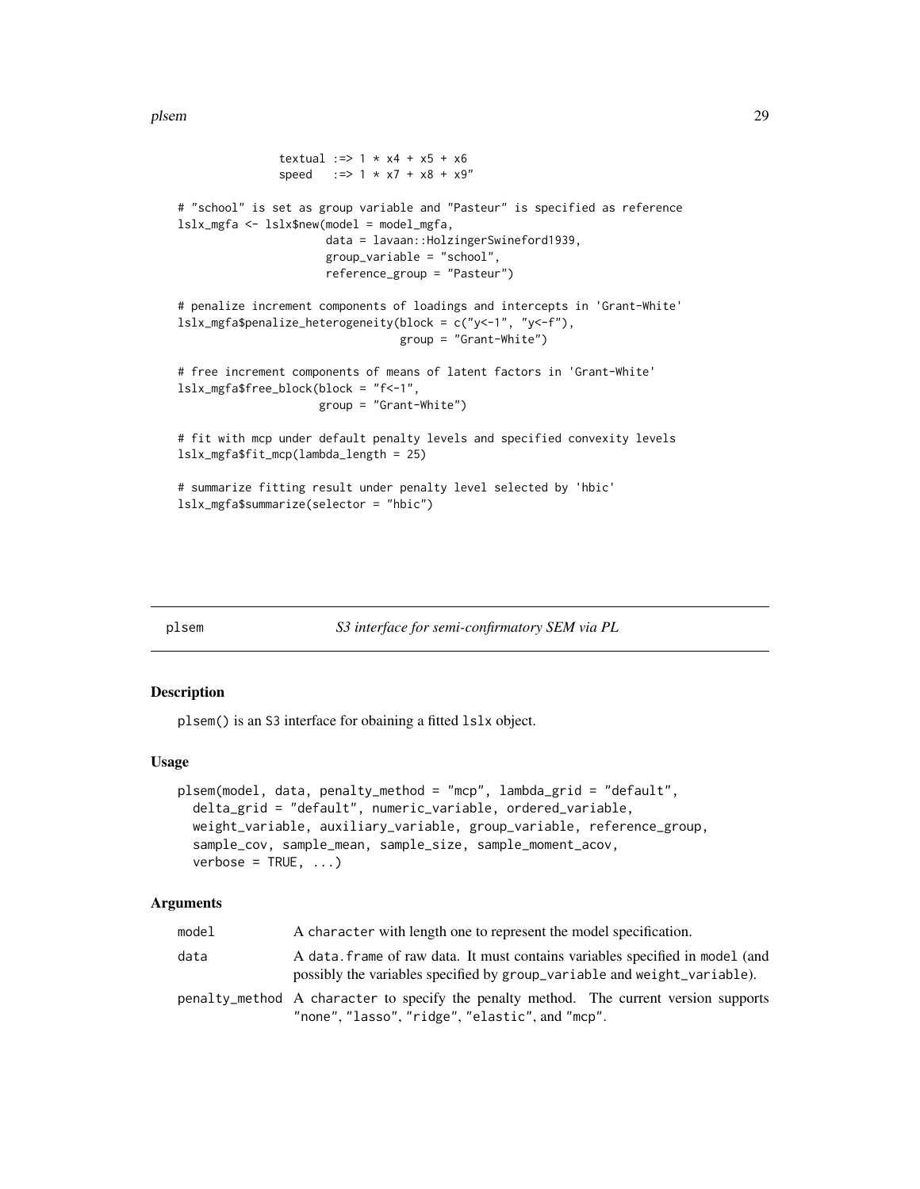```
             textual :=> 1 * x4 + x5 + x6
             speed   :=> 1 * x7 + x8 + x9"

# "school" is set as group variable and "Pasteur" is specified as reference
lslx_mgfa <- lslx$new(model = model_mgfa,
                      data = lavaan::HolzingerSwineford1939,
                      group_variable = "school",
                      reference_group = "Pasteur")

# penalize increment components of loadings and intercepts in 'Grant-White'
lslx_mgfa$penalize_heterogeneity(block = c("y<-1", "y<-f"),
                                 group = "Grant-White")

# free increment components of means of latent factors in 'Grant-White'
lslx_mgfa$free_block(block = "f<-1",
                     group = "Grant-White")

# fit with mcp under default penalty levels and specified convexity levels
lslx_mgfa$fit_mcp(lambda_length = 25)

# summarize fitting result under penalty level selected by 'hbic'
lslx_mgfa$summarize(selector = "hbic")
```

## plsem — *S3 interface for semi-confirmatory SEM via PL*

### Description

plsem() is an S3 interface for obaining a fitted lslx object.

### Usage

```
plsem(model, data, penalty_method = "mcp", lambda_grid = "default",
  delta_grid = "default", numeric_variable, ordered_variable,
  weight_variable, auxiliary_variable, group_variable, reference_group,
  sample_cov, sample_mean, sample_size, sample_moment_acov,
  verbose = TRUE, ...)
```

### Arguments

| Argument | Description |
|---|---|
| model | A character with length one to represent the model specification. |
| data | A data.frame of raw data. It must contains variables specified in model (and possibly the variables specified by group_variable and weight_variable). |
| penalty_method | A character to specify the penalty method. The current version supports "none", "lasso", "ridge", "elastic", and "mcp". |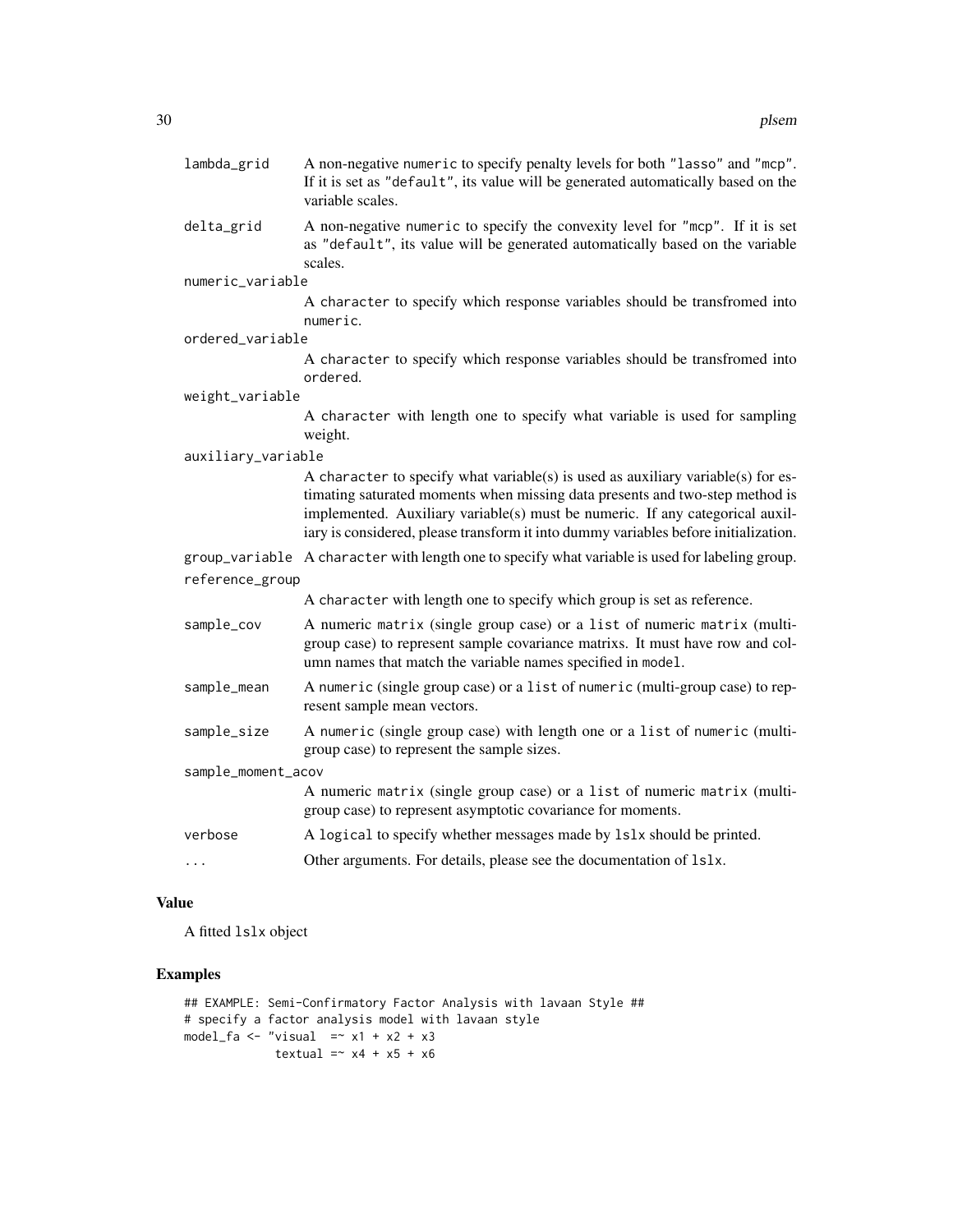| | |
|---|---|
| lambda_grid | A non-negative numeric to specify penalty levels for both "lasso" and "mcp". If it is set as "default", its value will be generated automatically based on the variable scales. |
| delta_grid | A non-negative numeric to specify the convexity level for "mcp". If it is set as "default", its value will be generated automatically based on the variable scales. |
| numeric_variable | A character to specify which response variables should be transfromed into numeric. |
| ordered_variable | A character to specify which response variables should be transfromed into ordered. |
| weight_variable | A character with length one to specify what variable is used for sampling weight. |
| auxiliary_variable | A character to specify what variable(s) is used as auxiliary variable(s) for estimating saturated moments when missing data presents and two-step method is implemented. Auxiliary variable(s) must be numeric. If any categorical auxiliary is considered, please transform it into dummy variables before initialization. |
| group_variable | A character with length one to specify what variable is used for labeling group. |
| reference_group | A character with length one to specify which group is set as reference. |
| sample_cov | A numeric matrix (single group case) or a list of numeric matrix (multi-group case) to represent sample covariance matrixs. It must have row and column names that match the variable names specified in model. |
| sample_mean | A numeric (single group case) or a list of numeric (multi-group case) to represent sample mean vectors. |
| sample_size | A numeric (single group case) with length one or a list of numeric (multi-group case) to represent the sample sizes. |
| sample_moment_acov | A numeric matrix (single group case) or a list of numeric matrix (multi-group case) to represent asymptotic covariance for moments. |
| verbose | A logical to specify whether messages made by lslx should be printed. |
| ... | Other arguments. For details, please see the documentation of lslx. |

## Value

A fitted lslx object

## Examples

```
## EXAMPLE: Semi-Confirmatory Factor Analysis with lavaan Style ##
# specify a factor analysis model with lavaan style
model_fa <- "visual  =~ x1 + x2 + x3
             textual =~ x4 + x5 + x6
```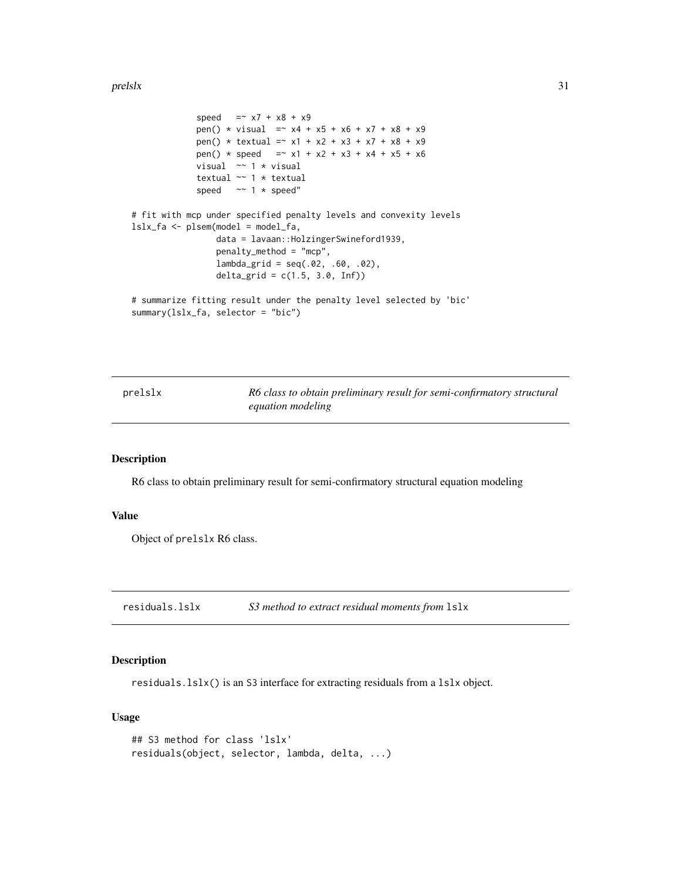```
            speed   =~ x7 + x8 + x9
            pen() * visual  =~ x4 + x5 + x6 + x7 + x8 + x9
            pen() * textual =~ x1 + x2 + x3 + x7 + x8 + x9
            pen() * speed   =~ x1 + x2 + x3 + x4 + x5 + x6
            visual  ~~ 1 * visual
            textual ~~ 1 * textual
            speed   ~~ 1 * speed"

# fit with mcp under specified penalty levels and convexity levels
lslx_fa <- plsem(model = model_fa,
                 data = lavaan::HolzingerSwineford1939,
                 penalty_method = "mcp",
                 lambda_grid = seq(.02, .60, .02),
                 delta_grid = c(1.5, 3.0, Inf))

# summarize fitting result under the penalty level selected by 'bic'
summary(lslx_fa, selector = "bic")
```

## prelslx — *R6 class to obtain preliminary result for semi-confirmatory structural equation modeling*

### Description

R6 class to obtain preliminary result for semi-confirmatory structural equation modeling

### Value

Object of `prelslx` R6 class.

## residuals.lslx — *S3 method to extract residual moments from* `lslx`

### Description

`residuals.lslx()` is an S3 interface for extracting residuals from a `lslx` object.

### Usage

```
## S3 method for class 'lslx'
residuals(object, selector, lambda, delta, ...)
```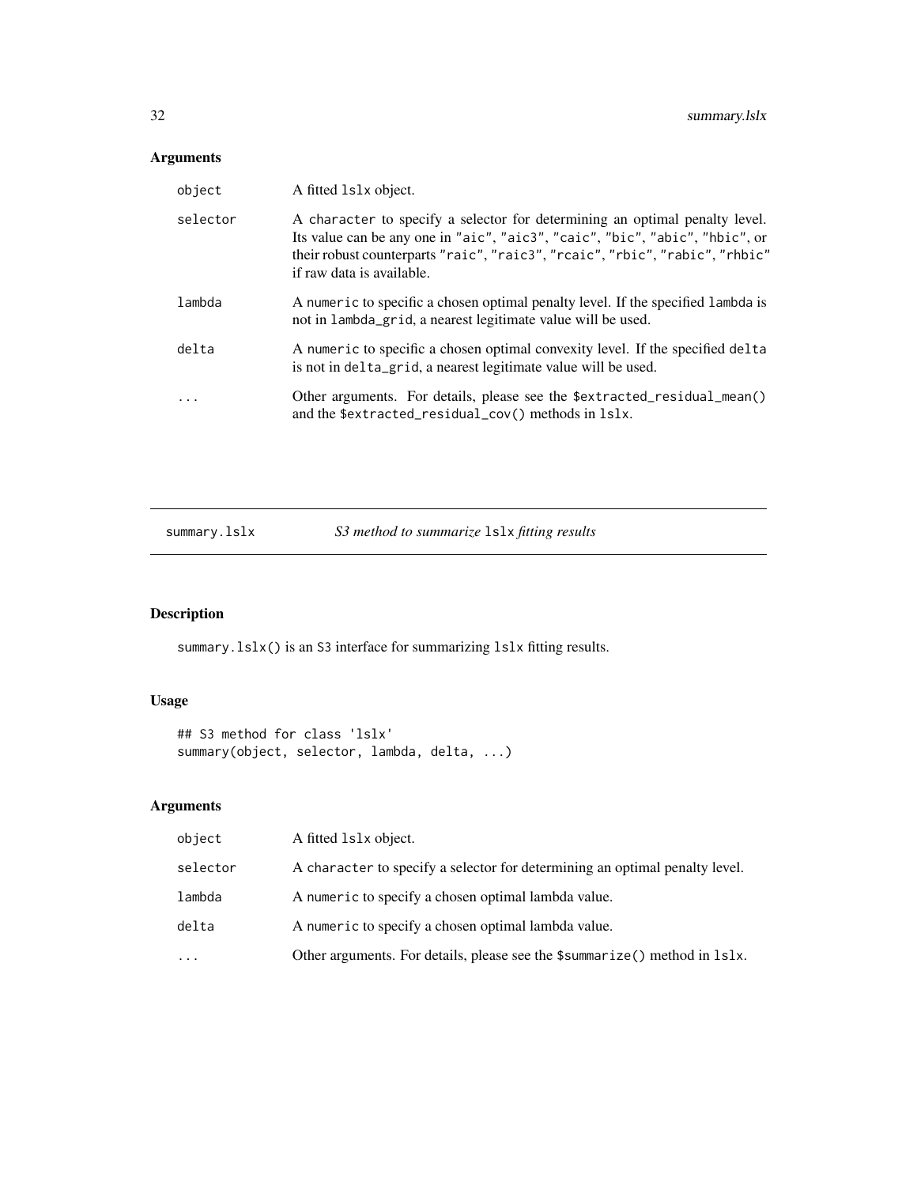## Arguments

| | |
|---|---|
| object | A fitted lslx object. |
| selector | A character to specify a selector for determining an optimal penalty level. Its value can be any one in "aic", "aic3", "caic", "bic", "abic", "hbic", or their robust counterparts "raic", "raic3", "rcaic", "rbic", "rabic", "rhbic" if raw data is available. |
| lambda | A numeric to specific a chosen optimal penalty level. If the specified lambda is not in lambda_grid, a nearest legitimate value will be used. |
| delta | A numeric to specific a chosen optimal convexity level. If the specified delta is not in delta_grid, a nearest legitimate value will be used. |
| ... | Other arguments. For details, please see the $extracted_residual_mean() and the $extracted_residual_cov() methods in lslx. |

---

# summary.lslx — *S3 method to summarize* lslx *fitting results*

---

## Description

summary.lslx() is an S3 interface for summarizing lslx fitting results.

## Usage

```
## S3 method for class 'lslx'
summary(object, selector, lambda, delta, ...)
```

## Arguments

| | |
|---|---|
| object | A fitted lslx object. |
| selector | A character to specify a selector for determining an optimal penalty level. |
| lambda | A numeric to specify a chosen optimal lambda value. |
| delta | A numeric to specify a chosen optimal lambda value. |
| ... | Other arguments. For details, please see the $summarize() method in lslx. |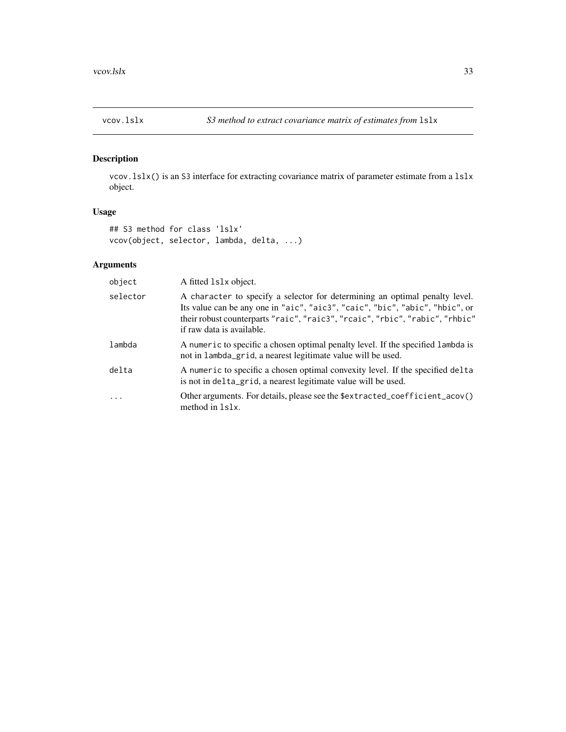# vcov.lslx *S3 method to extract covariance matrix of estimates from* lslx

## Description

vcov.lslx() is an S3 interface for extracting covariance matrix of parameter estimate from a lslx object.

## Usage

```
## S3 method for class 'lslx'
vcov(object, selector, lambda, delta, ...)
```

## Arguments

| | |
|---|---|
| object | A fitted lslx object. |
| selector | A character to specify a selector for determining an optimal penalty level. Its value can be any one in "aic", "aic3", "caic", "bic", "abic", "hbic", or their robust counterparts "raic", "raic3", "rcaic", "rbic", "rabic", "rhbic" if raw data is available. |
| lambda | A numeric to specific a chosen optimal penalty level. If the specified lambda is not in lambda_grid, a nearest legitimate value will be used. |
| delta | A numeric to specific a chosen optimal convexity level. If the specified delta is not in delta_grid, a nearest legitimate value will be used. |
| ... | Other arguments. For details, please see the $extracted_coefficient_acov() method in lslx. |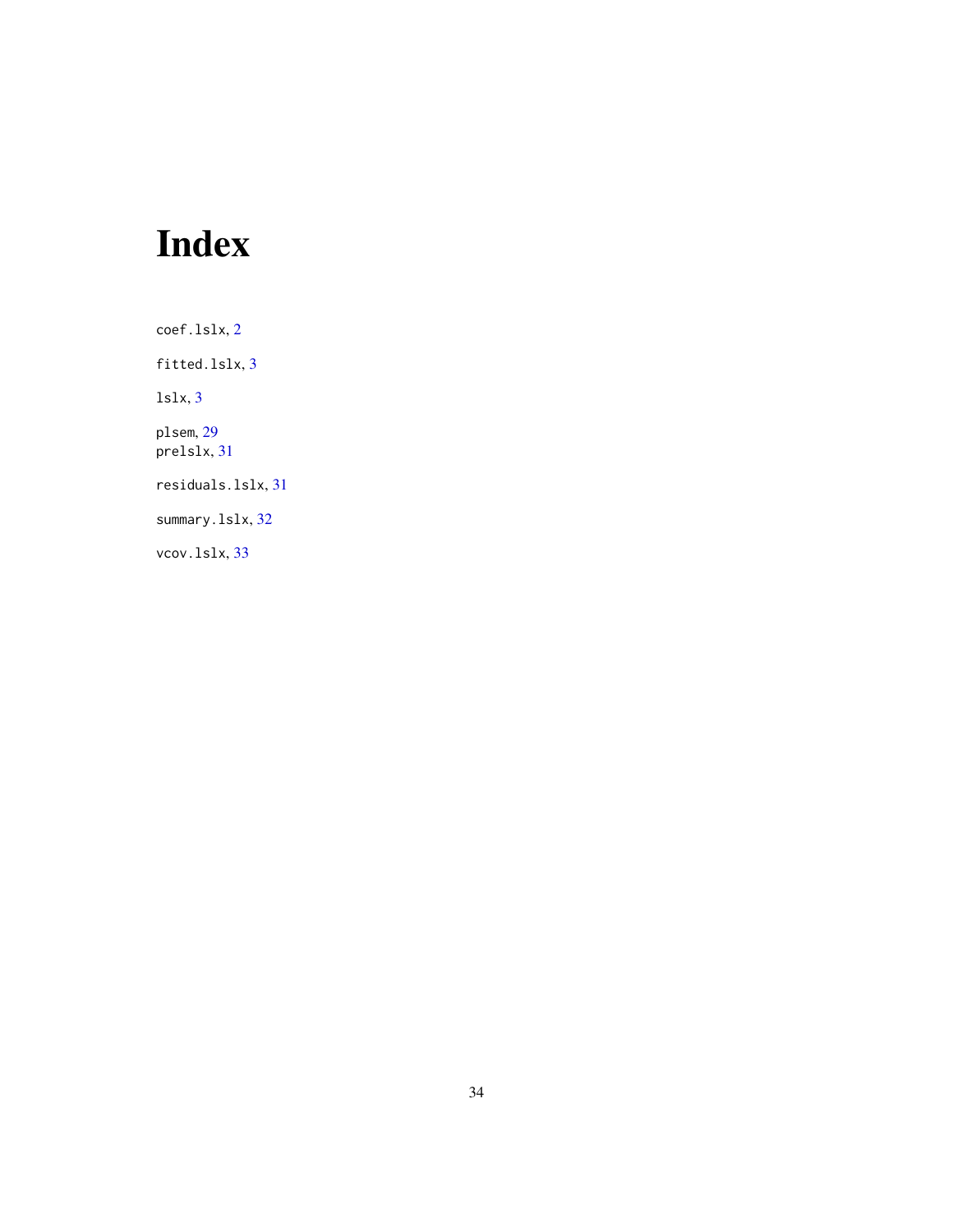# Index

coef.lslx, 2

fitted.lslx, 3

lslx, 3

plsem, 29
prelslx, 31

residuals.lslx, 31

summary.lslx, 32

vcov.lslx, 33